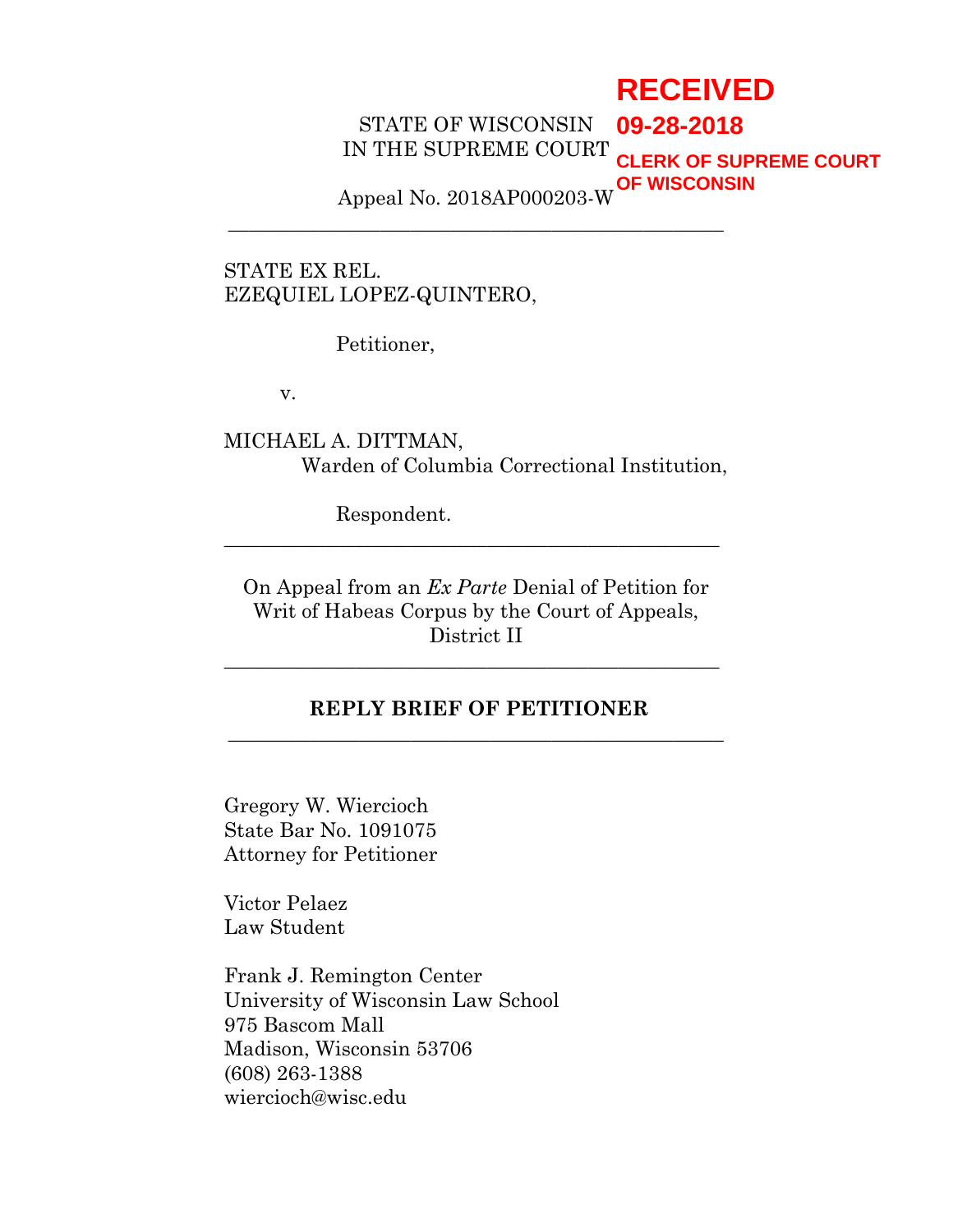**RECEIVED**
**09-28-2018**
**CLERK OF SUPREME COURT OF WISCONSIN**

STATE OF WISCONSIN
IN THE SUPREME COURT

Appeal No. 2018AP000203-W

---

STATE EX REL.
EZEQUIEL LOPEZ-QUINTERO,

Petitioner,

v.

MICHAEL A. DITTMAN,
Warden of Columbia Correctional Institution,

Respondent.

---

On Appeal from an *Ex Parte* Denial of Petition for Writ of Habeas Corpus by the Court of Appeals, District II

---

**REPLY BRIEF OF PETITIONER**

---

Gregory W. Wiercioch
State Bar No. 1091075
Attorney for Petitioner

Victor Pelaez
Law Student

Frank J. Remington Center
University of Wisconsin Law School
975 Bascom Mall
Madison, Wisconsin 53706
(608) 263-1388
wiercioch@wisc.edu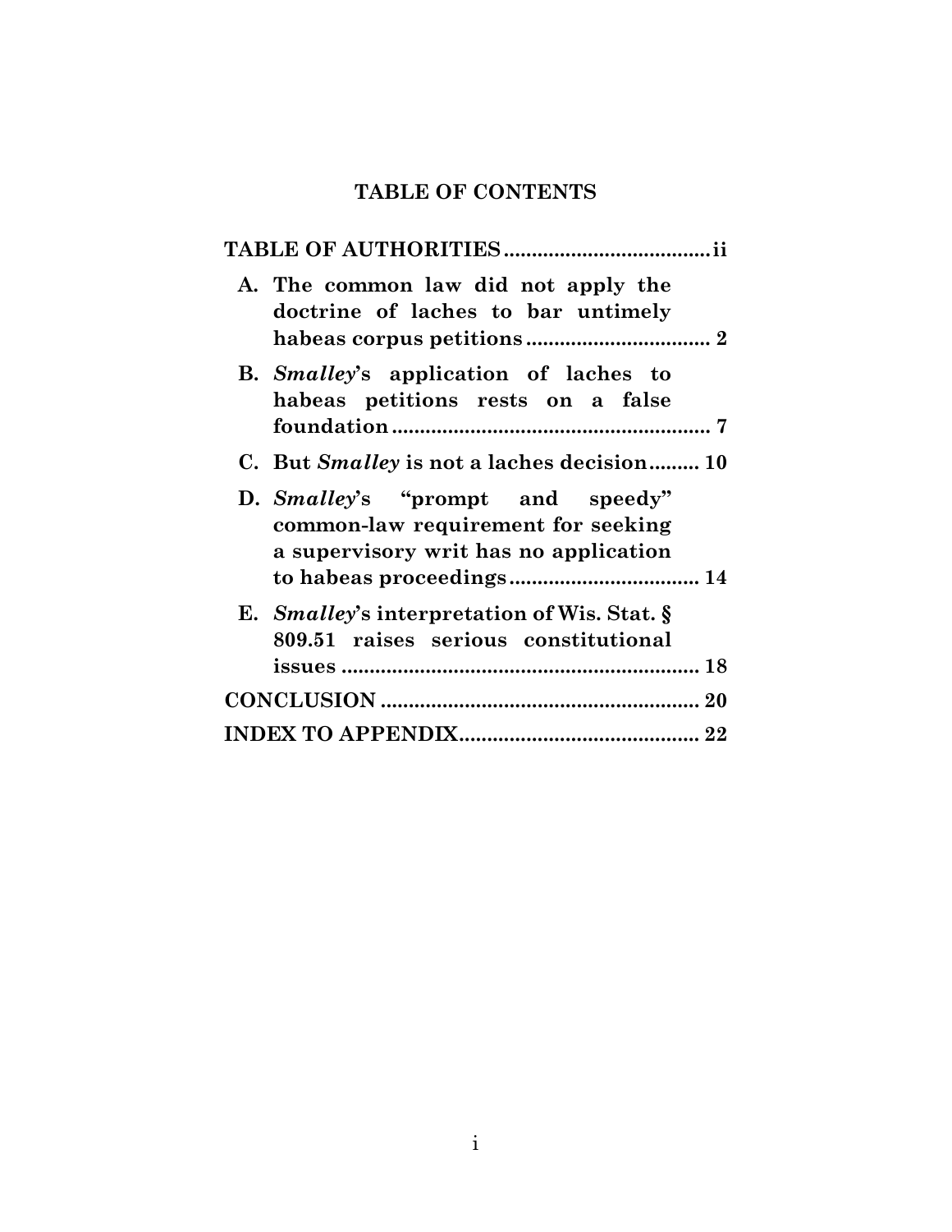## TABLE OF CONTENTS

**TABLE OF AUTHORITIES** ..................................... **ii**

- **A. The common law did not apply the doctrine of laches to bar untimely habeas corpus petitions** ................................. **2**
- **B. *Smalley*'s application of laches to habeas petitions rests on a false foundation** ......................................................... **7**
- **C. But *Smalley* is not a laches decision** ......... **10**
- **D. *Smalley*'s "prompt and speedy" common-law requirement for seeking a supervisory writ has no application to habeas proceedings** .................................. **14**
- **E. *Smalley*'s interpretation of Wis. Stat. § 809.51 raises serious constitutional issues** ................................................................ **18**

**CONCLUSION** ......................................................... **20**

**INDEX TO APPENDIX** ........................................... **22**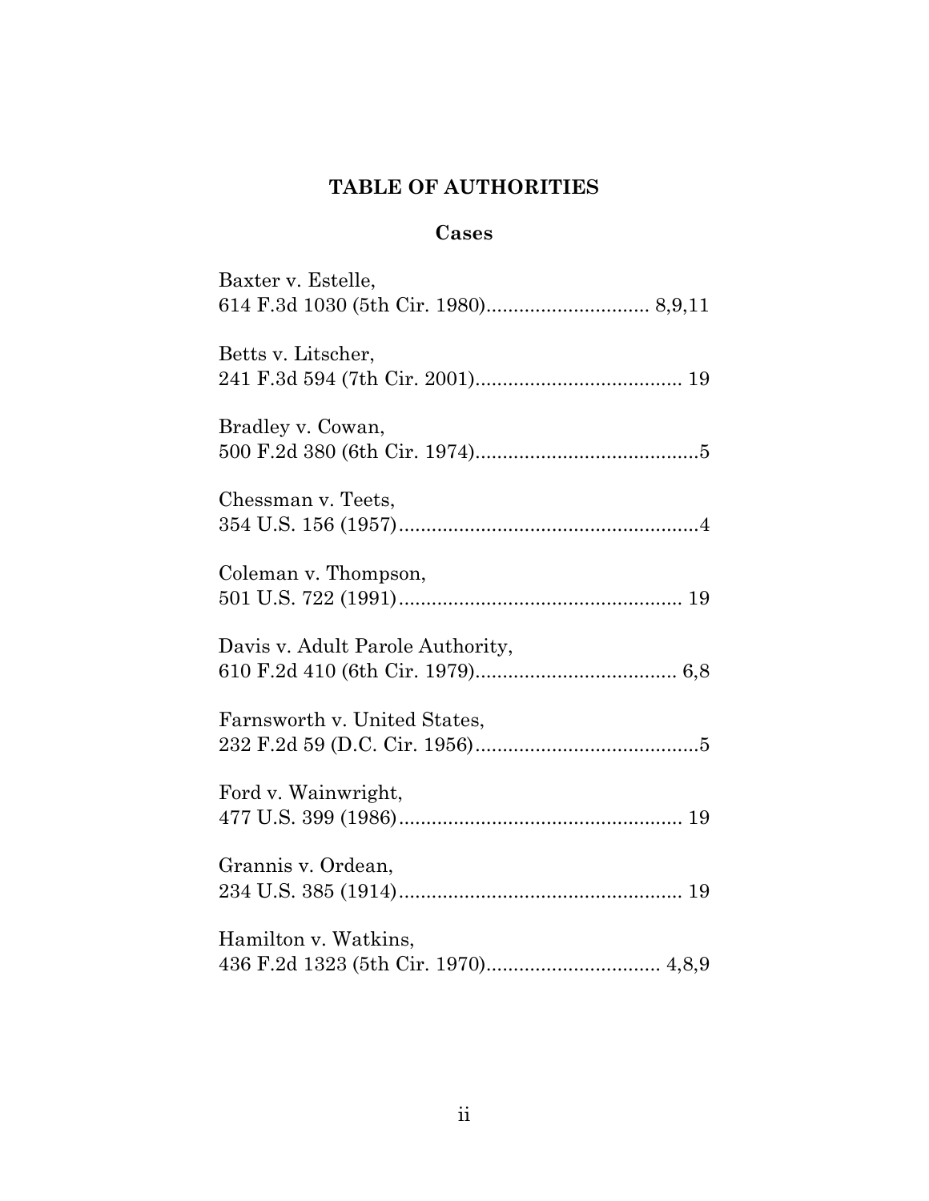# TABLE OF AUTHORITIES

## Cases

Baxter v. Estelle,
614 F.3d 1030 (5th Cir. 1980).............................. 8,9,11

Betts v. Litscher,
241 F.3d 594 (7th Cir. 2001)...................................... 19

Bradley v. Cowan,
500 F.2d 380 (6th Cir. 1974).........................................5

Chessman v. Teets,
354 U.S. 156 (1957).......................................................4

Coleman v. Thompson,
501 U.S. 722 (1991).................................................... 19

Davis v. Adult Parole Authority,
610 F.2d 410 (6th Cir. 1979)..................................... 6,8

Farnsworth v. United States,
232 F.2d 59 (D.C. Cir. 1956).........................................5

Ford v. Wainwright,
477 U.S. 399 (1986).................................................... 19

Grannis v. Ordean,
234 U.S. 385 (1914).................................................... 19

Hamilton v. Watkins,
436 F.2d 1323 (5th Cir. 1970)................................ 4,8,9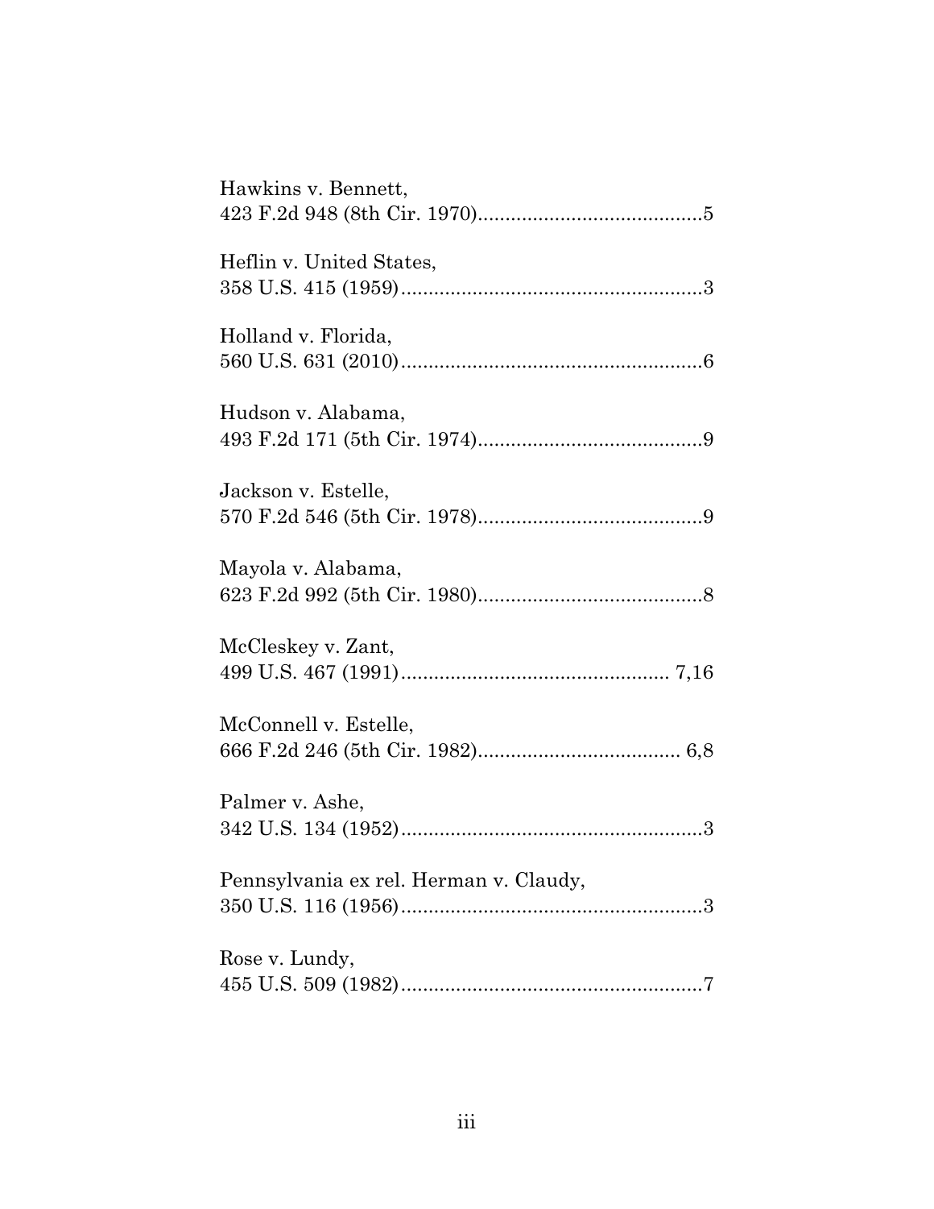Hawkins v. Bennett,
423 F.2d 948 (8th Cir. 1970)..........................................5

Heflin v. United States,
358 U.S. 415 (1959).......................................................3

Holland v. Florida,
560 U.S. 631 (2010).......................................................6

Hudson v. Alabama,
493 F.2d 171 (5th Cir. 1974)..........................................9

Jackson v. Estelle,
570 F.2d 546 (5th Cir. 1978)..........................................9

Mayola v. Alabama,
623 F.2d 992 (5th Cir. 1980)..........................................8

McCleskey v. Zant,
499 U.S. 467 (1991)................................................. 7,16

McConnell v. Estelle,
666 F.2d 246 (5th Cir. 1982)..................................... 6,8

Palmer v. Ashe,
342 U.S. 134 (1952).......................................................3

Pennsylvania ex rel. Herman v. Claudy,
350 U.S. 116 (1956).......................................................3

Rose v. Lundy,
455 U.S. 509 (1982).......................................................7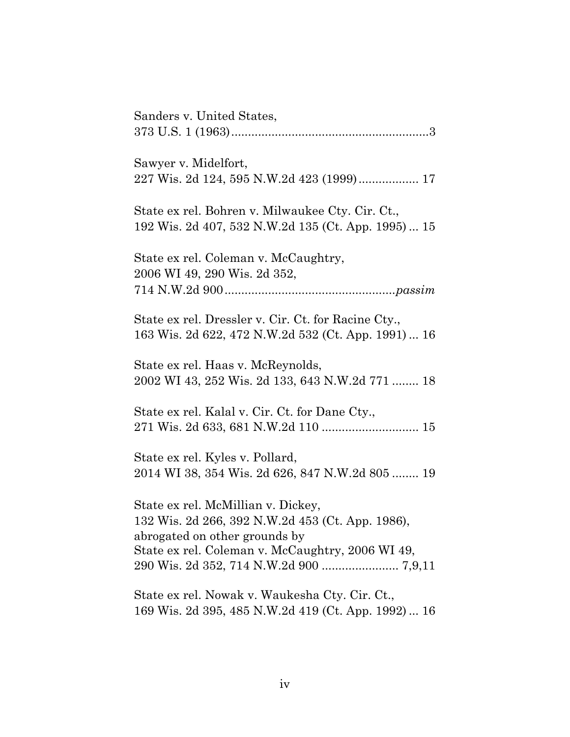Sanders v. United States,
373 U.S. 1 (1963) ........................................................... 3

Sawyer v. Midelfort,
227 Wis. 2d 124, 595 N.W.2d 423 (1999) ................. 17

State ex rel. Bohren v. Milwaukee Cty. Cir. Ct.,
192 Wis. 2d 407, 532 N.W.2d 135 (Ct. App. 1995) ... 15

State ex rel. Coleman v. McCaughtry,
2006 WI 49, 290 Wis. 2d 352,
714 N.W.2d 900 .................................................. *passim*

State ex rel. Dressler v. Cir. Ct. for Racine Cty.,
163 Wis. 2d 622, 472 N.W.2d 532 (Ct. App. 1991) ... 16

State ex rel. Haas v. McReynolds,
2002 WI 43, 252 Wis. 2d 133, 643 N.W.2d 771 ........ 18

State ex rel. Kalal v. Cir. Ct. for Dane Cty.,
271 Wis. 2d 633, 681 N.W.2d 110 ............................ 15

State ex rel. Kyles v. Pollard,
2014 WI 38, 354 Wis. 2d 626, 847 N.W.2d 805 ........ 19

State ex rel. McMillian v. Dickey,
132 Wis. 2d 266, 392 N.W.2d 453 (Ct. App. 1986),
abrogated on other grounds by
State ex rel. Coleman v. McCaughtry, 2006 WI 49,
290 Wis. 2d 352, 714 N.W.2d 900 ....................... 7,9,11

State ex rel. Nowak v. Waukesha Cty. Cir. Ct.,
169 Wis. 2d 395, 485 N.W.2d 419 (Ct. App. 1992) ... 16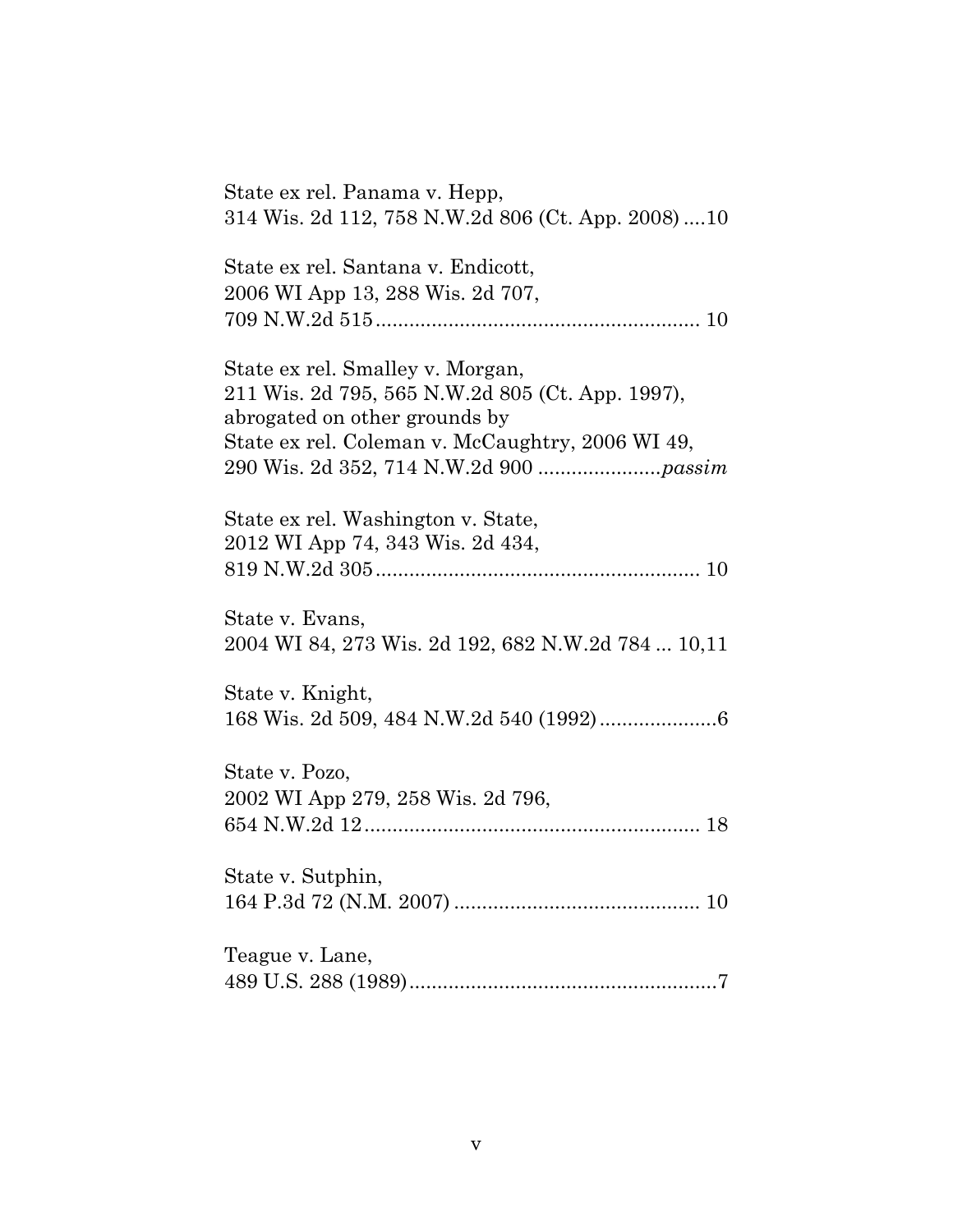State ex rel. Panama v. Hepp,
314 Wis. 2d 112, 758 N.W.2d 806 (Ct. App. 2008) ....10

State ex rel. Santana v. Endicott,
2006 WI App 13, 288 Wis. 2d 707,
709 N.W.2d 515 ........................................................ 10

State ex rel. Smalley v. Morgan,
211 Wis. 2d 795, 565 N.W.2d 805 (Ct. App. 1997),
abrogated on other grounds by
State ex rel. Coleman v. McCaughtry, 2006 WI 49,
290 Wis. 2d 352, 714 N.W.2d 900 ......................*passim*

State ex rel. Washington v. State,
2012 WI App 74, 343 Wis. 2d 434,
819 N.W.2d 305 ........................................................ 10

State v. Evans,
2004 WI 84, 273 Wis. 2d 192, 682 N.W.2d 784 ... 10,11

State v. Knight,
168 Wis. 2d 509, 484 N.W.2d 540 (1992) .....................6

State v. Pozo,
2002 WI App 279, 258 Wis. 2d 796,
654 N.W.2d 12 .......................................................... 18

State v. Sutphin,
164 P.3d 72 (N.M. 2007) ........................................... 10

Teague v. Lane,
489 U.S. 288 (1989) .......................................................7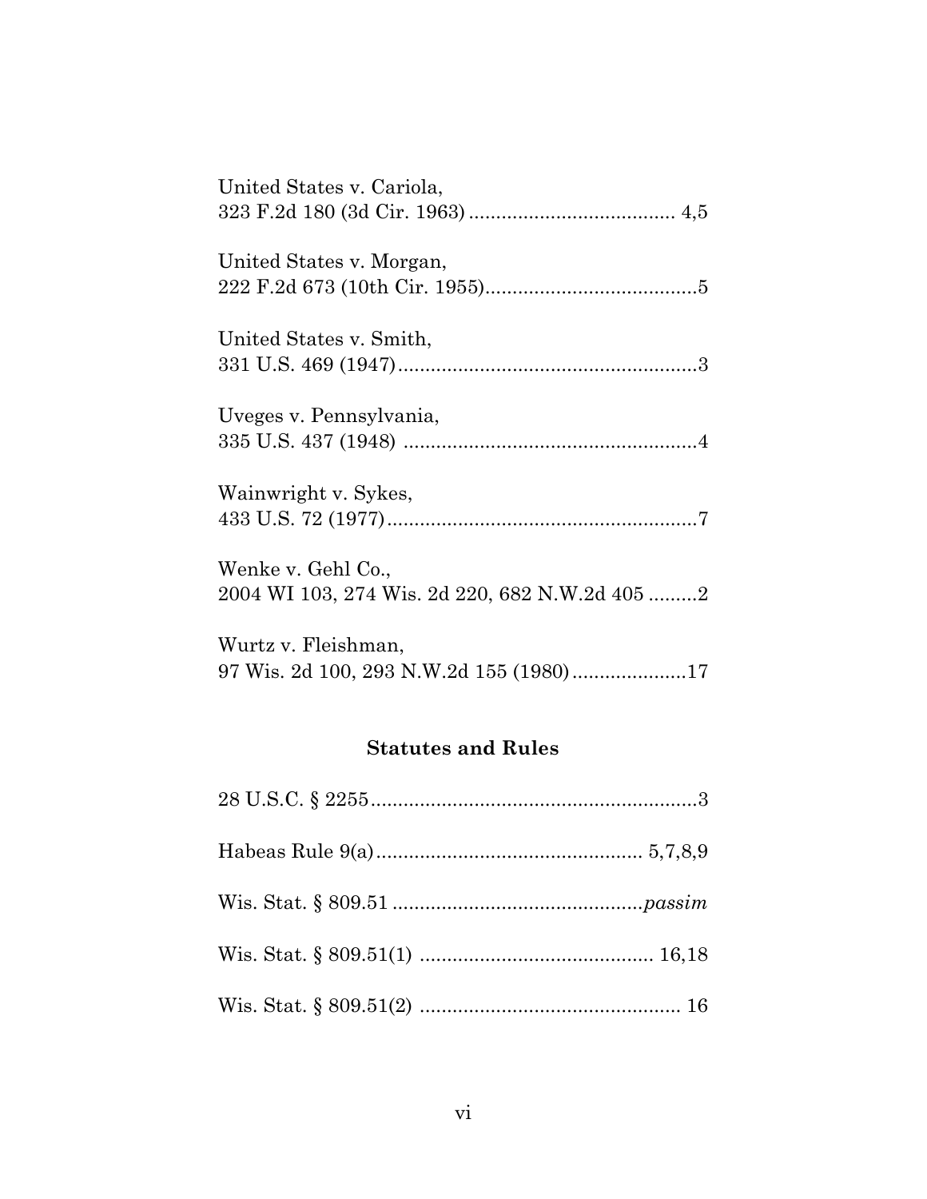United States v. Cariola,
323 F.2d 180 (3d Cir. 1963) ...................................... 4,5

United States v. Morgan,
222 F.2d 673 (10th Cir. 1955).......................................5

United States v. Smith,
331 U.S. 469 (1947).......................................................3

Uveges v. Pennsylvania,
335 U.S. 437 (1948) ......................................................4

Wainwright v. Sykes,
433 U.S. 72 (1977).........................................................7

Wenke v. Gehl Co.,
2004 WI 103, 274 Wis. 2d 220, 682 N.W.2d 405 .........2

Wurtz v. Fleishman,
97 Wis. 2d 100, 293 N.W.2d 155 (1980).....................17

## Statutes and Rules

28 U.S.C. § 2255............................................................3

Habeas Rule 9(a)................................................ 5,7,8,9

Wis. Stat. § 809.51 .............................................*passim*

Wis. Stat. § 809.51(1) .......................................... 16,18

Wis. Stat. § 809.51(2) ................................................ 16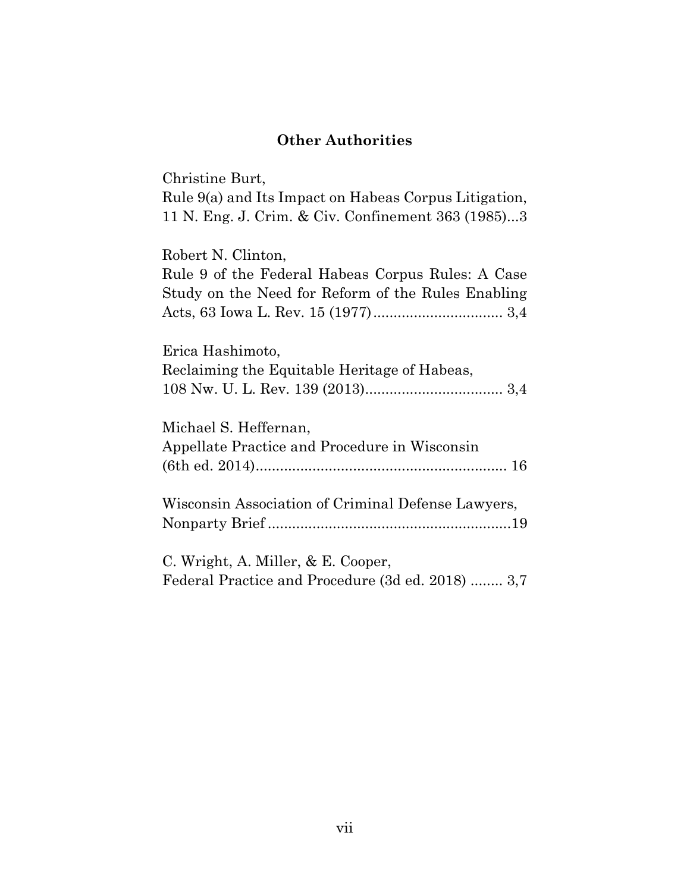## Other Authorities

Christine Burt,
Rule 9(a) and Its Impact on Habeas Corpus Litigation, 11 N. Eng. J. Crim. & Civ. Confinement 363 (1985)...3

Robert N. Clinton,
Rule 9 of the Federal Habeas Corpus Rules: A Case Study on the Need for Reform of the Rules Enabling Acts, 63 Iowa L. Rev. 15 (1977)................................ 3,4

Erica Hashimoto,
Reclaiming the Equitable Heritage of Habeas, 108 Nw. U. L. Rev. 139 (2013).................................. 3,4

Michael S. Heffernan,
Appellate Practice and Procedure in Wisconsin (6th ed. 2014)............................................................. 16

Wisconsin Association of Criminal Defense Lawyers, Nonparty Brief...........................................................19

C. Wright, A. Miller, & E. Cooper,
Federal Practice and Procedure (3d ed. 2018) ........ 3,7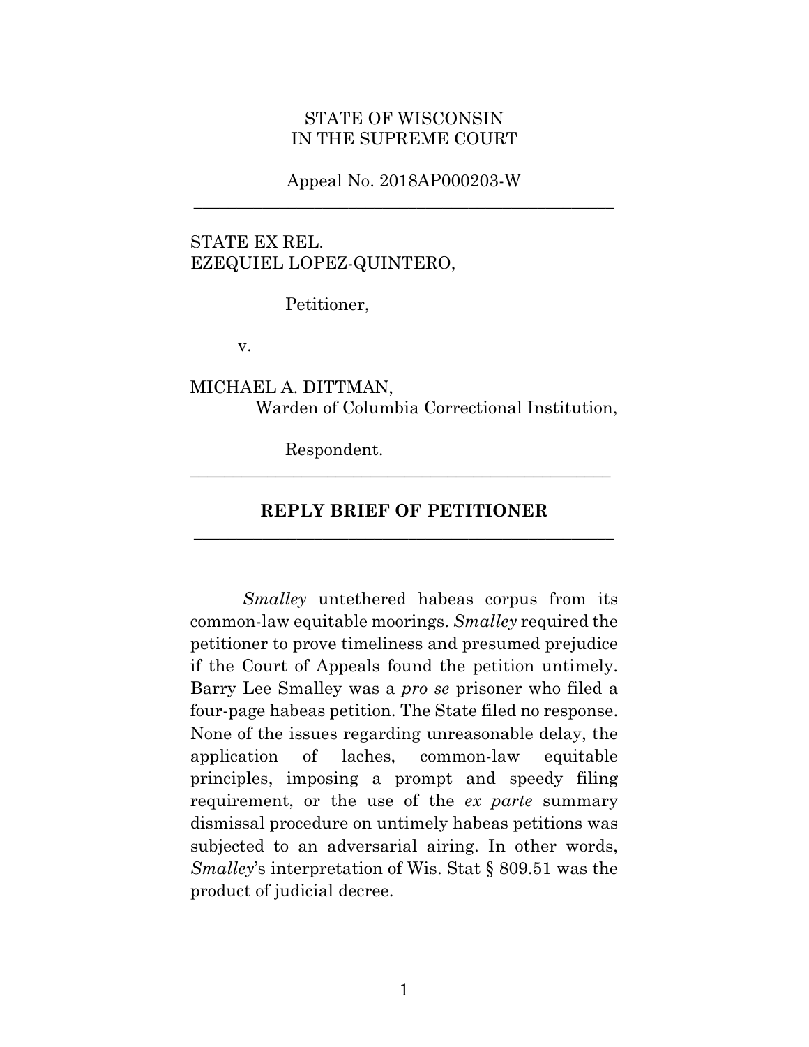STATE OF WISCONSIN
IN THE SUPREME COURT

Appeal No. 2018AP000203-W

---

STATE EX REL.
EZEQUIEL LOPEZ-QUINTERO,

Petitioner,

v.

MICHAEL A. DITTMAN,
Warden of Columbia Correctional Institution,

Respondent.

---

**REPLY BRIEF OF PETITIONER**

---

*Smalley* untethered habeas corpus from its common-law equitable moorings. *Smalley* required the petitioner to prove timeliness and presumed prejudice if the Court of Appeals found the petition untimely. Barry Lee Smalley was a *pro se* prisoner who filed a four-page habeas petition. The State filed no response. None of the issues regarding unreasonable delay, the application of laches, common-law equitable principles, imposing a prompt and speedy filing requirement, or the use of the *ex parte* summary dismissal procedure on untimely habeas petitions was subjected to an adversarial airing. In other words, *Smalley*'s interpretation of Wis. Stat § 809.51 was the product of judicial decree.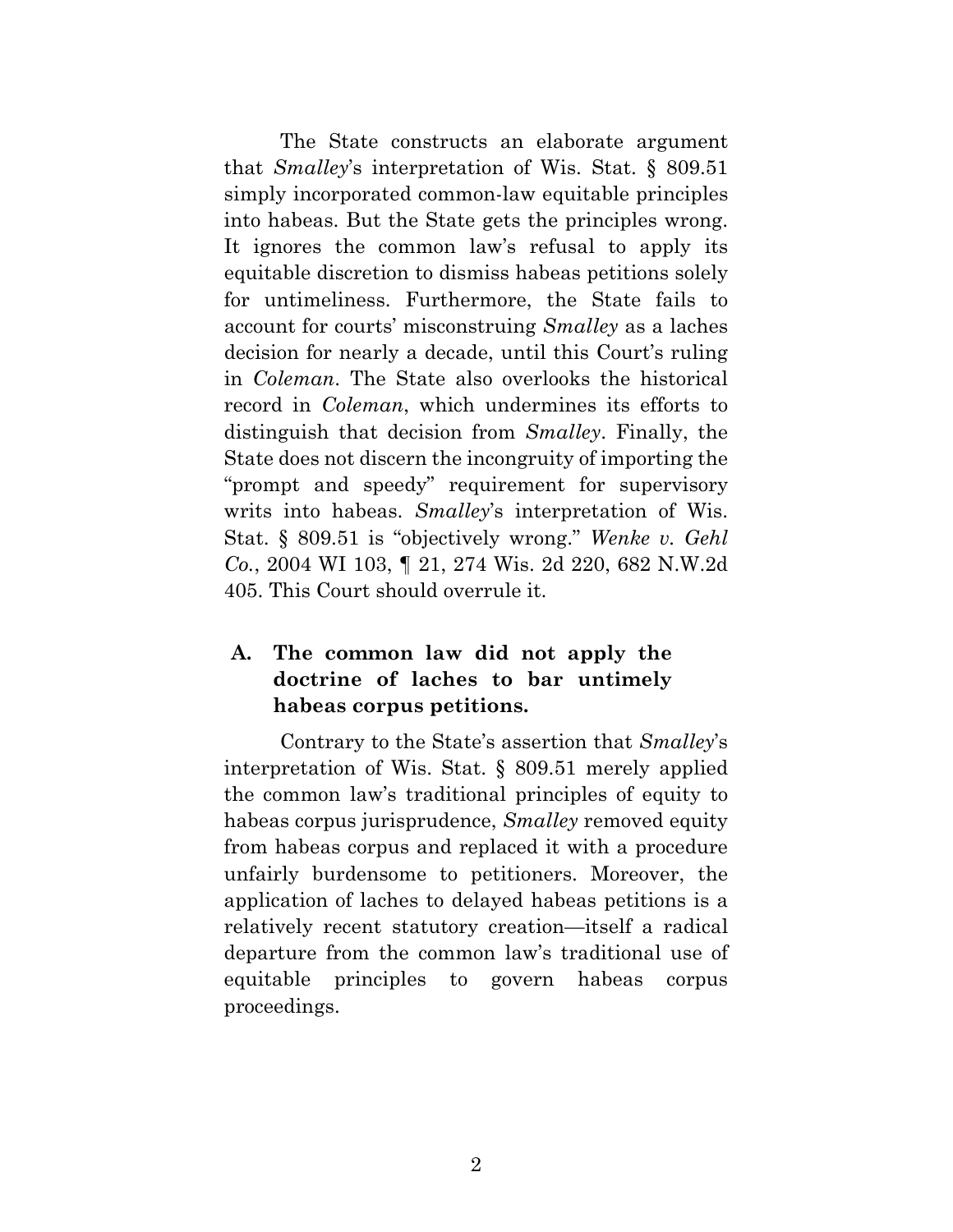The State constructs an elaborate argument that *Smalley*'s interpretation of Wis. Stat. § 809.51 simply incorporated common-law equitable principles into habeas. But the State gets the principles wrong. It ignores the common law's refusal to apply its equitable discretion to dismiss habeas petitions solely for untimeliness. Furthermore, the State fails to account for courts' misconstruing *Smalley* as a laches decision for nearly a decade, until this Court's ruling in *Coleman*. The State also overlooks the historical record in *Coleman*, which undermines its efforts to distinguish that decision from *Smalley*. Finally, the State does not discern the incongruity of importing the "prompt and speedy" requirement for supervisory writs into habeas. *Smalley*'s interpretation of Wis. Stat. § 809.51 is "objectively wrong." *Wenke v. Gehl Co.*, 2004 WI 103, ¶ 21, 274 Wis. 2d 220, 682 N.W.2d 405. This Court should overrule it.

### A. The common law did not apply the doctrine of laches to bar untimely habeas corpus petitions.

Contrary to the State's assertion that *Smalley*'s interpretation of Wis. Stat. § 809.51 merely applied the common law's traditional principles of equity to habeas corpus jurisprudence, *Smalley* removed equity from habeas corpus and replaced it with a procedure unfairly burdensome to petitioners. Moreover, the application of laches to delayed habeas petitions is a relatively recent statutory creation—itself a radical departure from the common law's traditional use of equitable principles to govern habeas corpus proceedings.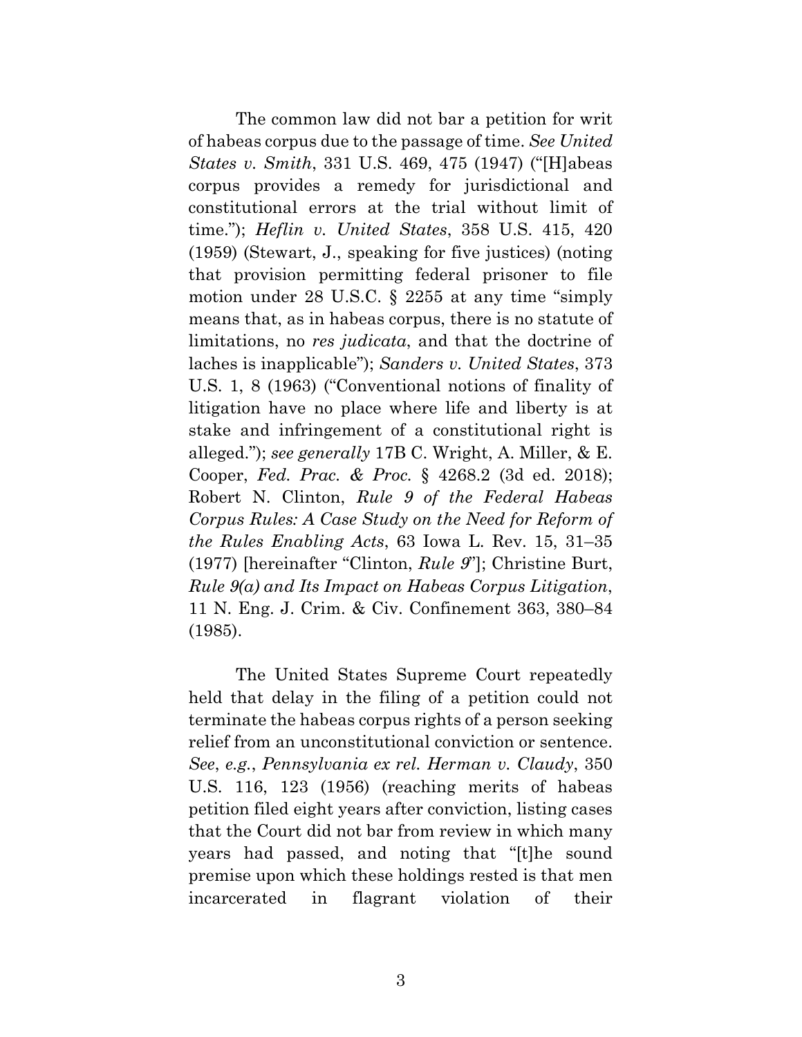The common law did not bar a petition for writ of habeas corpus due to the passage of time. *See United States v. Smith*, 331 U.S. 469, 475 (1947) ("[H]abeas corpus provides a remedy for jurisdictional and constitutional errors at the trial without limit of time."); *Heflin v. United States*, 358 U.S. 415, 420 (1959) (Stewart, J., speaking for five justices) (noting that provision permitting federal prisoner to file motion under 28 U.S.C. § 2255 at any time "simply means that, as in habeas corpus, there is no statute of limitations, no *res judicata*, and that the doctrine of laches is inapplicable"); *Sanders v. United States*, 373 U.S. 1, 8 (1963) ("Conventional notions of finality of litigation have no place where life and liberty is at stake and infringement of a constitutional right is alleged."); *see generally* 17B C. Wright, A. Miller, & E. Cooper, *Fed. Prac. & Proc.* § 4268.2 (3d ed. 2018); Robert N. Clinton, *Rule 9 of the Federal Habeas Corpus Rules: A Case Study on the Need for Reform of the Rules Enabling Acts*, 63 Iowa L. Rev. 15, 31–35 (1977) [hereinafter "Clinton, *Rule 9*"]; Christine Burt, *Rule 9(a) and Its Impact on Habeas Corpus Litigation*, 11 N. Eng. J. Crim. & Civ. Confinement 363, 380–84 (1985).

The United States Supreme Court repeatedly held that delay in the filing of a petition could not terminate the habeas corpus rights of a person seeking relief from an unconstitutional conviction or sentence. *See*, *e.g.*, *Pennsylvania ex rel. Herman v. Claudy*, 350 U.S. 116, 123 (1956) (reaching merits of habeas petition filed eight years after conviction, listing cases that the Court did not bar from review in which many years had passed, and noting that "[t]he sound premise upon which these holdings rested is that men incarcerated in flagrant violation of their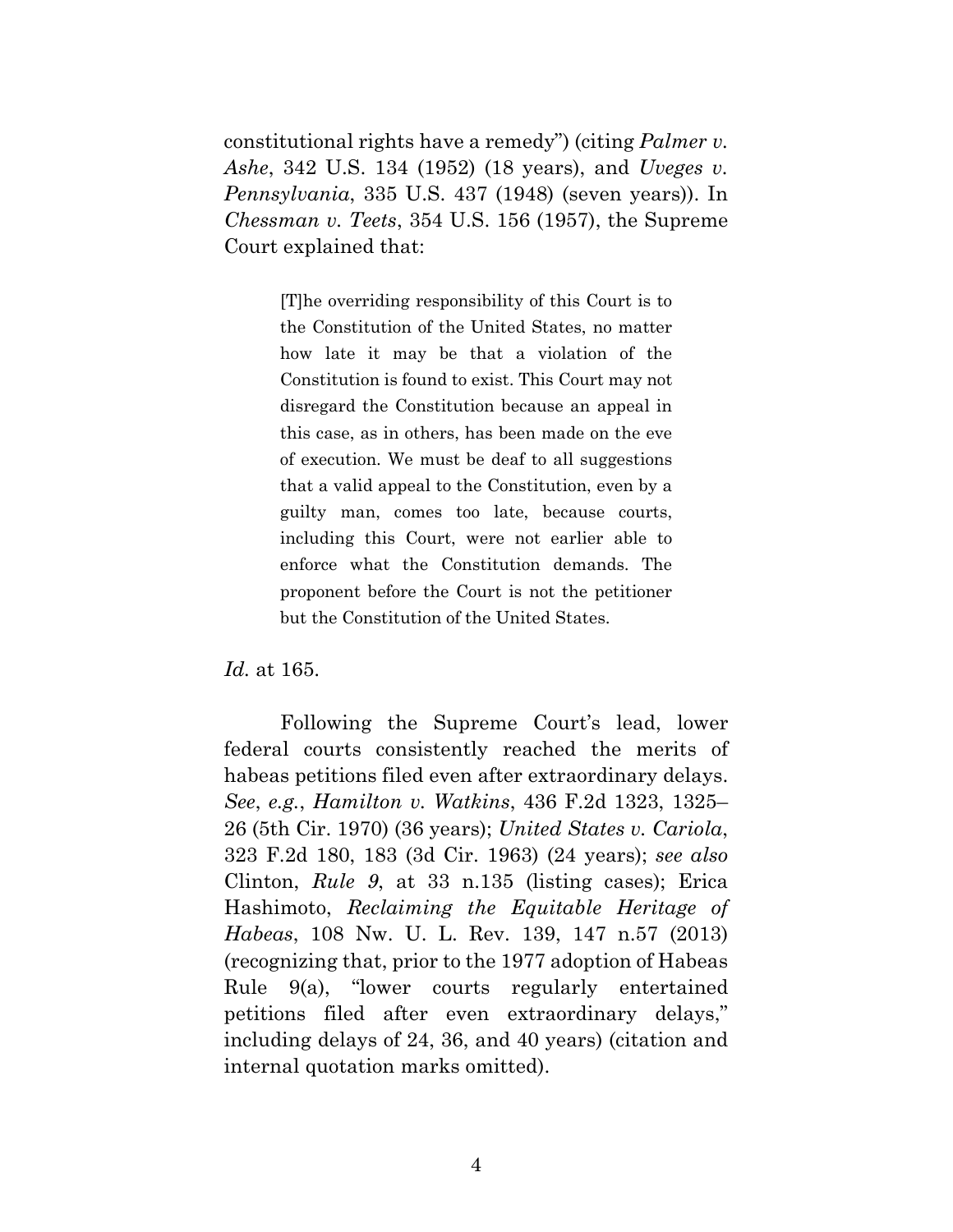constitutional rights have a remedy") (citing *Palmer v. Ashe*, 342 U.S. 134 (1952) (18 years), and *Uveges v. Pennsylvania*, 335 U.S. 437 (1948) (seven years)). In *Chessman v. Teets*, 354 U.S. 156 (1957), the Supreme Court explained that:

> [T]he overriding responsibility of this Court is to the Constitution of the United States, no matter how late it may be that a violation of the Constitution is found to exist. This Court may not disregard the Constitution because an appeal in this case, as in others, has been made on the eve of execution. We must be deaf to all suggestions that a valid appeal to the Constitution, even by a guilty man, comes too late, because courts, including this Court, were not earlier able to enforce what the Constitution demands. The proponent before the Court is not the petitioner but the Constitution of the United States.

*Id.* at 165.

Following the Supreme Court's lead, lower federal courts consistently reached the merits of habeas petitions filed even after extraordinary delays. *See*, *e.g.*, *Hamilton v. Watkins*, 436 F.2d 1323, 1325–26 (5th Cir. 1970) (36 years); *United States v. Cariola*, 323 F.2d 180, 183 (3d Cir. 1963) (24 years); *see also* Clinton, *Rule 9*, at 33 n.135 (listing cases); Erica Hashimoto, *Reclaiming the Equitable Heritage of Habeas*, 108 Nw. U. L. Rev. 139, 147 n.57 (2013) (recognizing that, prior to the 1977 adoption of Habeas Rule 9(a), "lower courts regularly entertained petitions filed after even extraordinary delays," including delays of 24, 36, and 40 years) (citation and internal quotation marks omitted).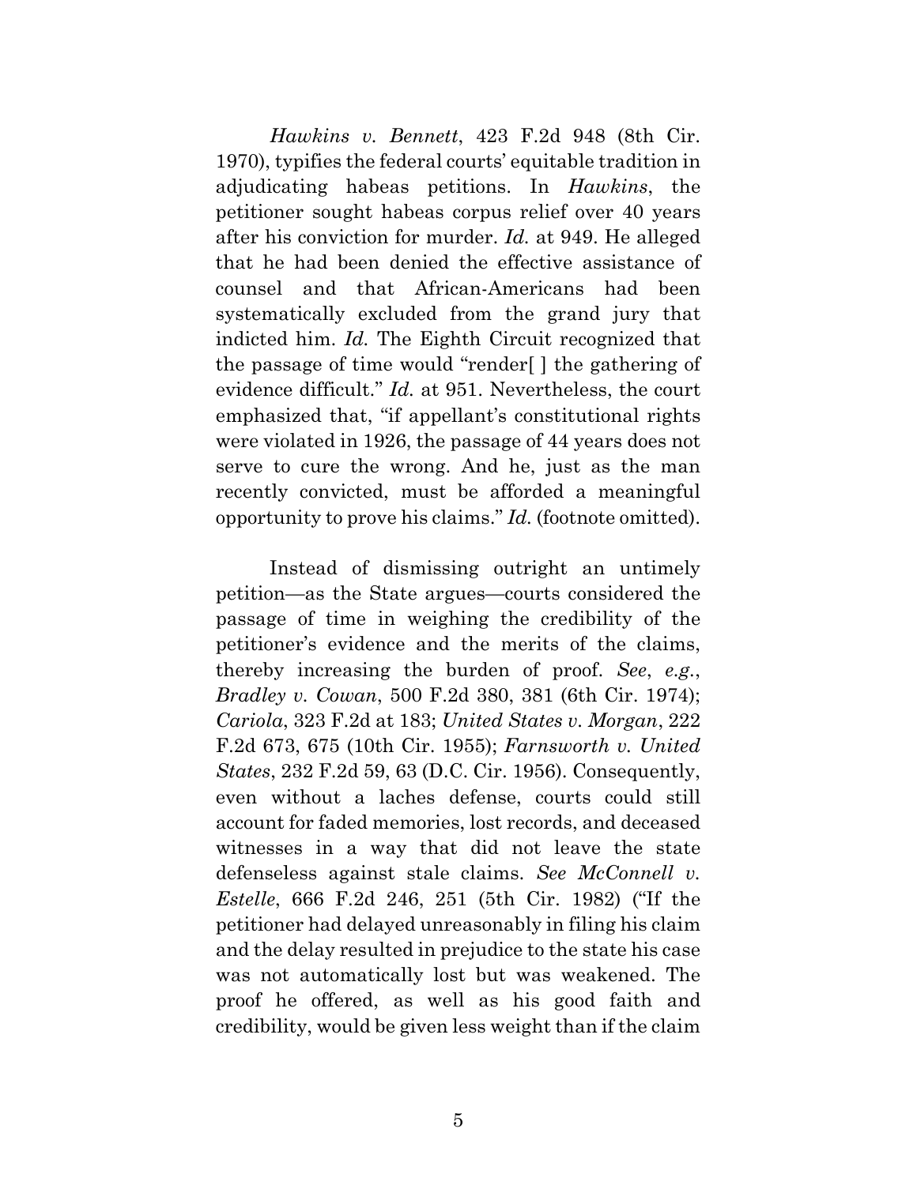*Hawkins v. Bennett*, 423 F.2d 948 (8th Cir. 1970), typifies the federal courts' equitable tradition in adjudicating habeas petitions. In *Hawkins*, the petitioner sought habeas corpus relief over 40 years after his conviction for murder. *Id.* at 949. He alleged that he had been denied the effective assistance of counsel and that African-Americans had been systematically excluded from the grand jury that indicted him. *Id.* The Eighth Circuit recognized that the passage of time would "render[ ] the gathering of evidence difficult." *Id.* at 951. Nevertheless, the court emphasized that, "if appellant's constitutional rights were violated in 1926, the passage of 44 years does not serve to cure the wrong. And he, just as the man recently convicted, must be afforded a meaningful opportunity to prove his claims." *Id.* (footnote omitted).

Instead of dismissing outright an untimely petition—as the State argues—courts considered the passage of time in weighing the credibility of the petitioner's evidence and the merits of the claims, thereby increasing the burden of proof. *See*, *e.g.*, *Bradley v. Cowan*, 500 F.2d 380, 381 (6th Cir. 1974); *Cariola*, 323 F.2d at 183; *United States v. Morgan*, 222 F.2d 673, 675 (10th Cir. 1955); *Farnsworth v. United States*, 232 F.2d 59, 63 (D.C. Cir. 1956). Consequently, even without a laches defense, courts could still account for faded memories, lost records, and deceased witnesses in a way that did not leave the state defenseless against stale claims. *See McConnell v. Estelle*, 666 F.2d 246, 251 (5th Cir. 1982) ("If the petitioner had delayed unreasonably in filing his claim and the delay resulted in prejudice to the state his case was not automatically lost but was weakened. The proof he offered, as well as his good faith and credibility, would be given less weight than if the claim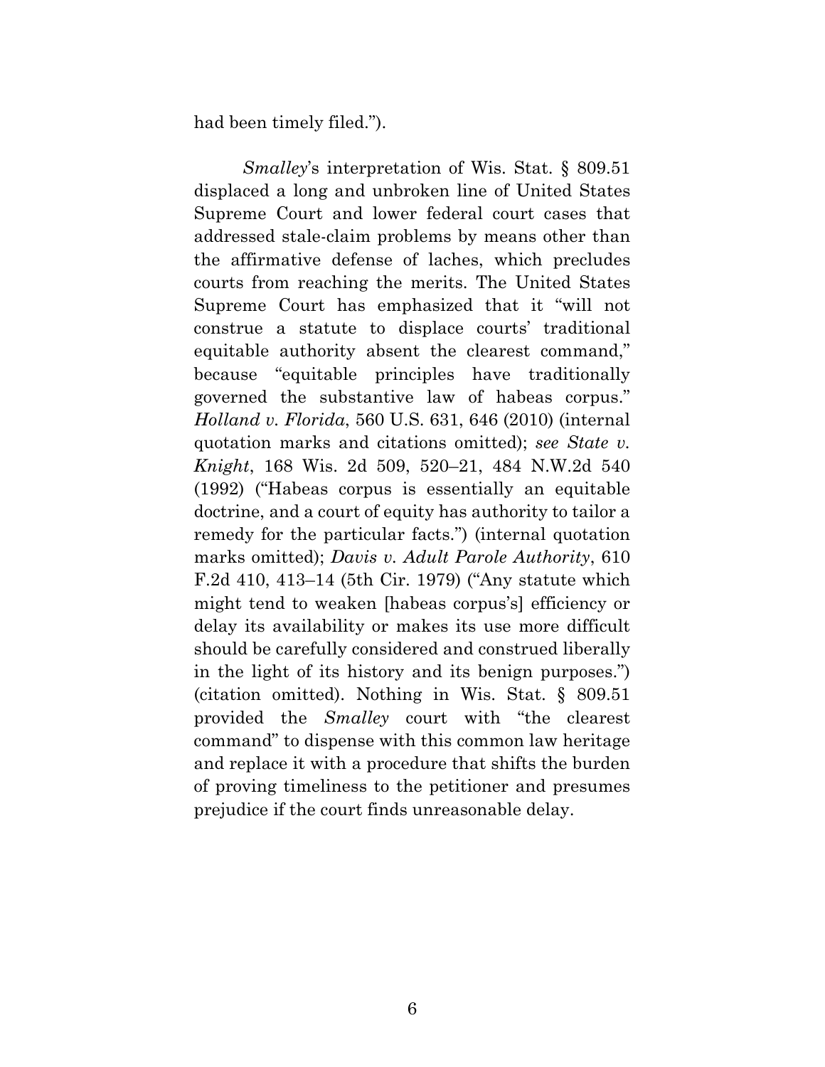had been timely filed.").

*Smalley*'s interpretation of Wis. Stat. § 809.51 displaced a long and unbroken line of United States Supreme Court and lower federal court cases that addressed stale-claim problems by means other than the affirmative defense of laches, which precludes courts from reaching the merits. The United States Supreme Court has emphasized that it "will not construe a statute to displace courts' traditional equitable authority absent the clearest command," because "equitable principles have traditionally governed the substantive law of habeas corpus." *Holland v. Florida*, 560 U.S. 631, 646 (2010) (internal quotation marks and citations omitted); *see State v. Knight*, 168 Wis. 2d 509, 520–21, 484 N.W.2d 540 (1992) ("Habeas corpus is essentially an equitable doctrine, and a court of equity has authority to tailor a remedy for the particular facts.") (internal quotation marks omitted); *Davis v. Adult Parole Authority*, 610 F.2d 410, 413–14 (5th Cir. 1979) ("Any statute which might tend to weaken [habeas corpus's] efficiency or delay its availability or makes its use more difficult should be carefully considered and construed liberally in the light of its history and its benign purposes.") (citation omitted). Nothing in Wis. Stat. § 809.51 provided the *Smalley* court with "the clearest command" to dispense with this common law heritage and replace it with a procedure that shifts the burden of proving timeliness to the petitioner and presumes prejudice if the court finds unreasonable delay.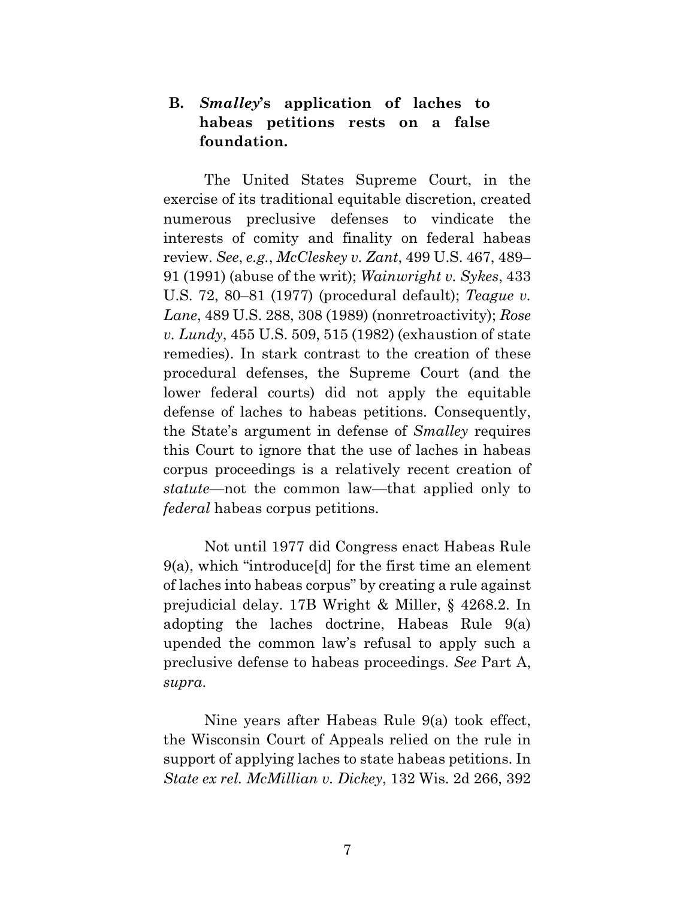### B. *Smalley*'s application of laches to habeas petitions rests on a false foundation.

The United States Supreme Court, in the exercise of its traditional equitable discretion, created numerous preclusive defenses to vindicate the interests of comity and finality on federal habeas review. *See*, *e.g.*, *McCleskey v. Zant*, 499 U.S. 467, 489–91 (1991) (abuse of the writ); *Wainwright v. Sykes*, 433 U.S. 72, 80–81 (1977) (procedural default); *Teague v. Lane*, 489 U.S. 288, 308 (1989) (nonretroactivity); *Rose v. Lundy*, 455 U.S. 509, 515 (1982) (exhaustion of state remedies). In stark contrast to the creation of these procedural defenses, the Supreme Court (and the lower federal courts) did not apply the equitable defense of laches to habeas petitions. Consequently, the State's argument in defense of *Smalley* requires this Court to ignore that the use of laches in habeas corpus proceedings is a relatively recent creation of *statute*—not the common law—that applied only to *federal* habeas corpus petitions.

Not until 1977 did Congress enact Habeas Rule 9(a), which "introduce[d] for the first time an element of laches into habeas corpus" by creating a rule against prejudicial delay. 17B Wright & Miller, § 4268.2. In adopting the laches doctrine, Habeas Rule 9(a) upended the common law's refusal to apply such a preclusive defense to habeas proceedings. *See* Part A, *supra*.

Nine years after Habeas Rule 9(a) took effect, the Wisconsin Court of Appeals relied on the rule in support of applying laches to state habeas petitions. In *State ex rel. McMillian v. Dickey*, 132 Wis. 2d 266, 392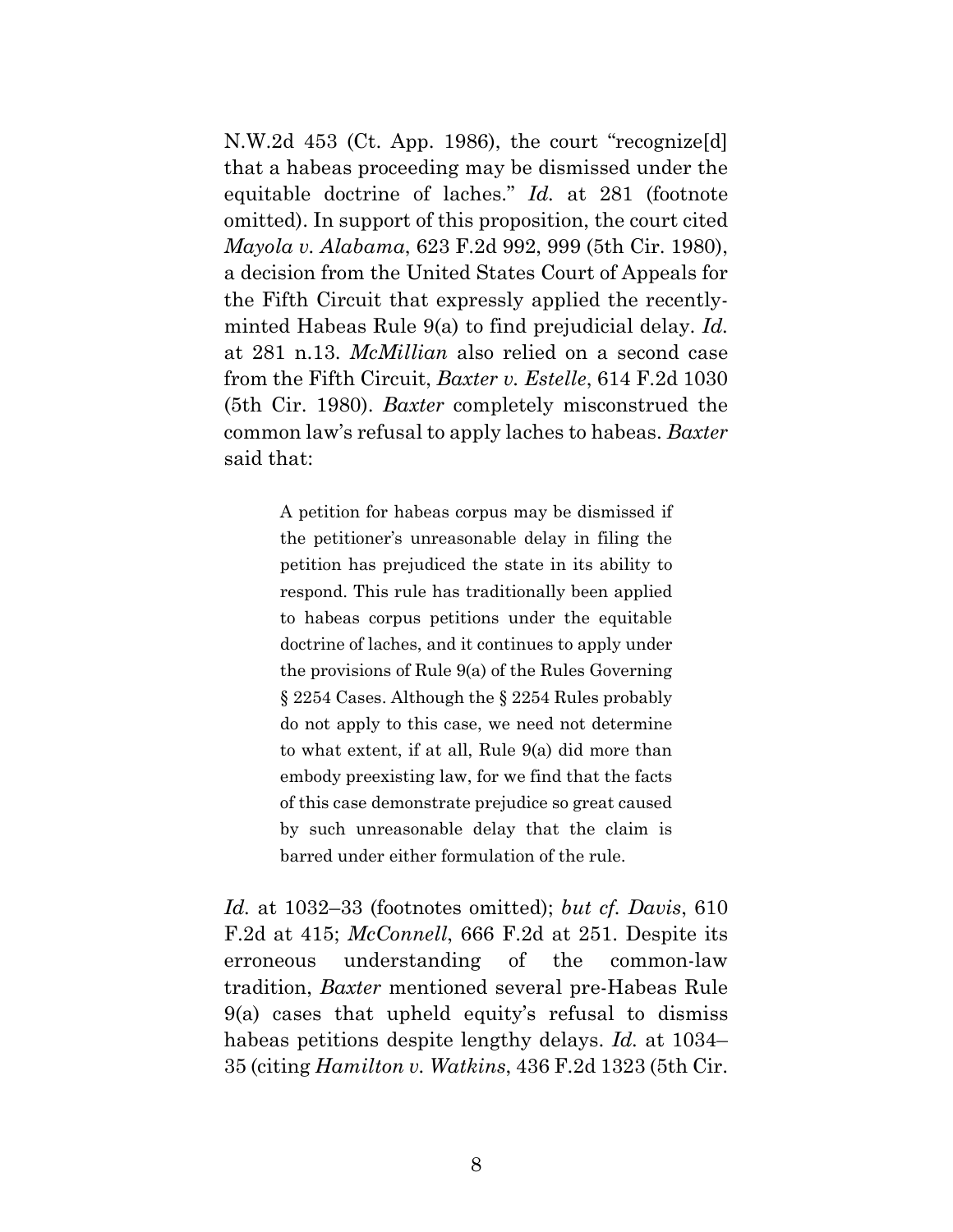N.W.2d 453 (Ct. App. 1986), the court "recognize[d] that a habeas proceeding may be dismissed under the equitable doctrine of laches." *Id.* at 281 (footnote omitted). In support of this proposition, the court cited *Mayola v. Alabama*, 623 F.2d 992, 999 (5th Cir. 1980), a decision from the United States Court of Appeals for the Fifth Circuit that expressly applied the recently-minted Habeas Rule 9(a) to find prejudicial delay. *Id.* at 281 n.13. *McMillian* also relied on a second case from the Fifth Circuit, *Baxter v. Estelle*, 614 F.2d 1030 (5th Cir. 1980). *Baxter* completely misconstrued the common law's refusal to apply laches to habeas. *Baxter* said that:

> A petition for habeas corpus may be dismissed if the petitioner's unreasonable delay in filing the petition has prejudiced the state in its ability to respond. This rule has traditionally been applied to habeas corpus petitions under the equitable doctrine of laches, and it continues to apply under the provisions of Rule 9(a) of the Rules Governing § 2254 Cases. Although the § 2254 Rules probably do not apply to this case, we need not determine to what extent, if at all, Rule 9(a) did more than embody preexisting law, for we find that the facts of this case demonstrate prejudice so great caused by such unreasonable delay that the claim is barred under either formulation of the rule.

*Id.* at 1032–33 (footnotes omitted); *but cf. Davis*, 610 F.2d at 415; *McConnell*, 666 F.2d at 251. Despite its erroneous understanding of the common-law tradition, *Baxter* mentioned several pre-Habeas Rule 9(a) cases that upheld equity's refusal to dismiss habeas petitions despite lengthy delays. *Id.* at 1034–35 (citing *Hamilton v. Watkins*, 436 F.2d 1323 (5th Cir.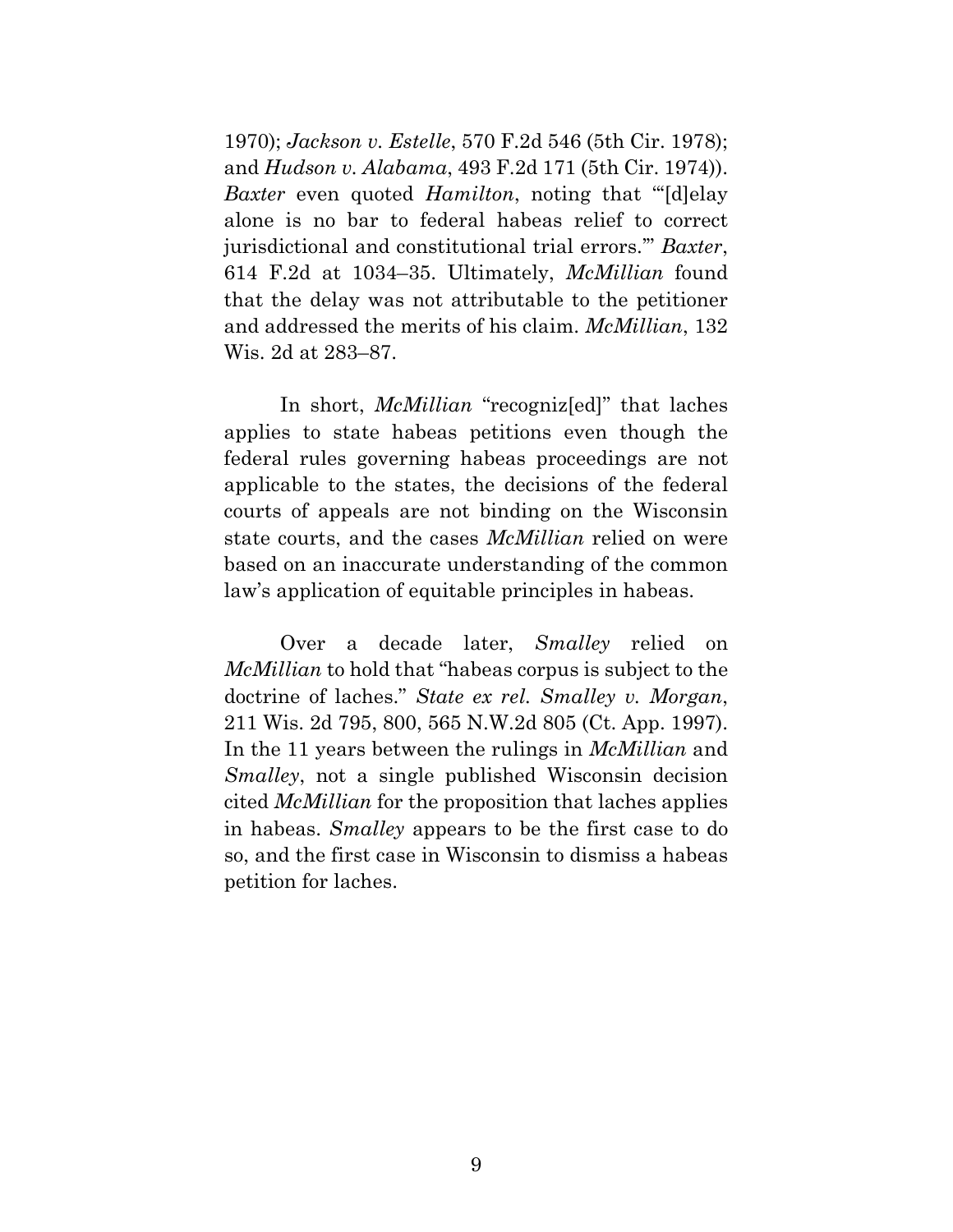1970); *Jackson v. Estelle*, 570 F.2d 546 (5th Cir. 1978); and *Hudson v. Alabama*, 493 F.2d 171 (5th Cir. 1974)). *Baxter* even quoted *Hamilton*, noting that "'[d]elay alone is no bar to federal habeas relief to correct jurisdictional and constitutional trial errors.'" *Baxter*, 614 F.2d at 1034–35. Ultimately, *McMillian* found that the delay was not attributable to the petitioner and addressed the merits of his claim. *McMillian*, 132 Wis. 2d at 283–87.

In short, *McMillian* "recogniz[ed]" that laches applies to state habeas petitions even though the federal rules governing habeas proceedings are not applicable to the states, the decisions of the federal courts of appeals are not binding on the Wisconsin state courts, and the cases *McMillian* relied on were based on an inaccurate understanding of the common law's application of equitable principles in habeas.

Over a decade later, *Smalley* relied on *McMillian* to hold that "habeas corpus is subject to the doctrine of laches." *State ex rel. Smalley v. Morgan*, 211 Wis. 2d 795, 800, 565 N.W.2d 805 (Ct. App. 1997). In the 11 years between the rulings in *McMillian* and *Smalley*, not a single published Wisconsin decision cited *McMillian* for the proposition that laches applies in habeas. *Smalley* appears to be the first case to do so, and the first case in Wisconsin to dismiss a habeas petition for laches.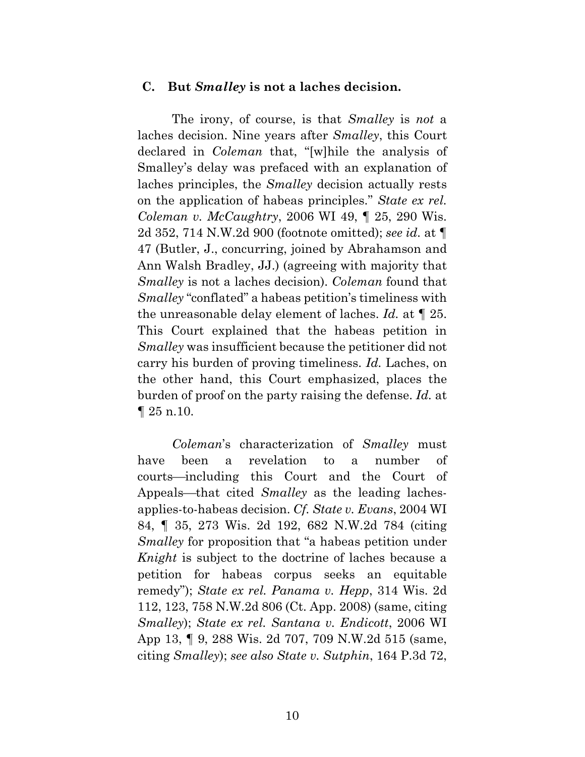### C. But *Smalley* is not a laches decision.

The irony, of course, is that *Smalley* is *not* a laches decision. Nine years after *Smalley*, this Court declared in *Coleman* that, "[w]hile the analysis of Smalley's delay was prefaced with an explanation of laches principles, the *Smalley* decision actually rests on the application of habeas principles." *State ex rel. Coleman v. McCaughtry*, 2006 WI 49, ¶ 25, 290 Wis. 2d 352, 714 N.W.2d 900 (footnote omitted); *see id.* at ¶ 47 (Butler, J., concurring, joined by Abrahamson and Ann Walsh Bradley, JJ.) (agreeing with majority that *Smalley* is not a laches decision). *Coleman* found that *Smalley* "conflated" a habeas petition's timeliness with the unreasonable delay element of laches. *Id.* at ¶ 25. This Court explained that the habeas petition in *Smalley* was insufficient because the petitioner did not carry his burden of proving timeliness. *Id.* Laches, on the other hand, this Court emphasized, places the burden of proof on the party raising the defense. *Id.* at ¶ 25 n.10.

*Coleman*'s characterization of *Smalley* must have been a revelation to a number of courts—including this Court and the Court of Appeals—that cited *Smalley* as the leading laches-applies-to-habeas decision. *Cf. State v. Evans*, 2004 WI 84, ¶ 35, 273 Wis. 2d 192, 682 N.W.2d 784 (citing *Smalley* for proposition that "a habeas petition under *Knight* is subject to the doctrine of laches because a petition for habeas corpus seeks an equitable remedy"); *State ex rel. Panama v. Hepp*, 314 Wis. 2d 112, 123, 758 N.W.2d 806 (Ct. App. 2008) (same, citing *Smalley*); *State ex rel. Santana v. Endicott*, 2006 WI App 13, ¶ 9, 288 Wis. 2d 707, 709 N.W.2d 515 (same, citing *Smalley*); *see also State v. Sutphin*, 164 P.3d 72,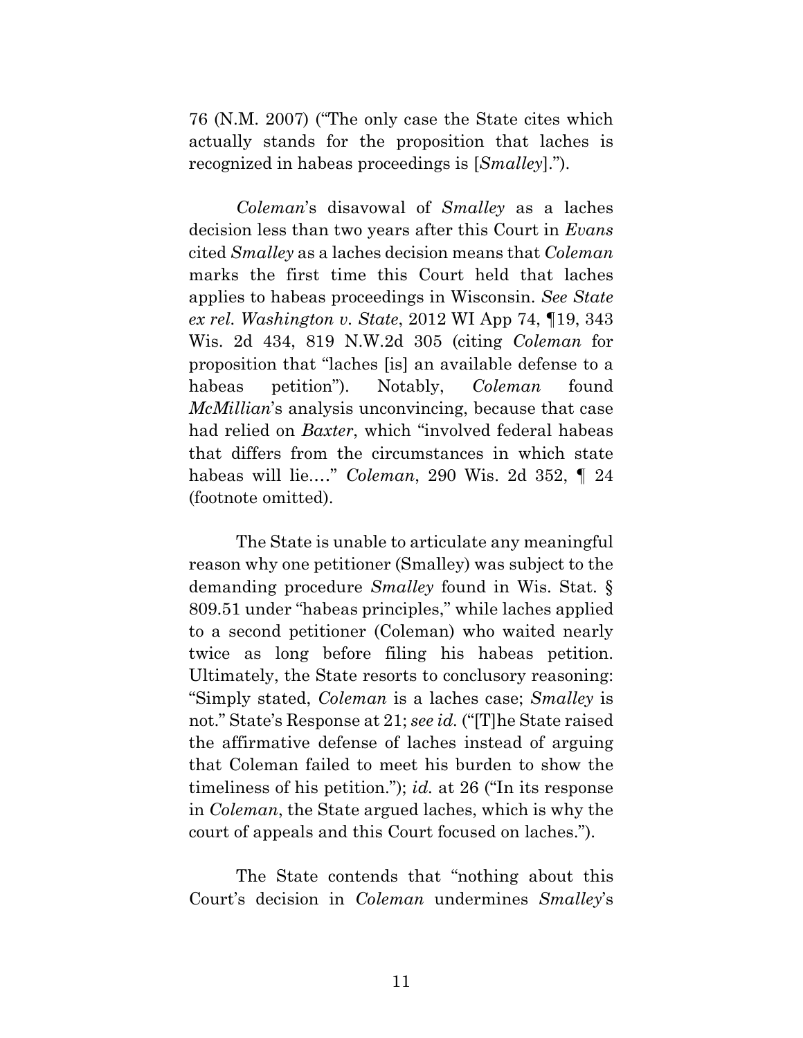76 (N.M. 2007) ("The only case the State cites which actually stands for the proposition that laches is recognized in habeas proceedings is [*Smalley*].").

*Coleman*'s disavowal of *Smalley* as a laches decision less than two years after this Court in *Evans* cited *Smalley* as a laches decision means that *Coleman* marks the first time this Court held that laches applies to habeas proceedings in Wisconsin. *See State ex rel. Washington v. State*, 2012 WI App 74, ¶19, 343 Wis. 2d 434, 819 N.W.2d 305 (citing *Coleman* for proposition that "laches [is] an available defense to a habeas petition"). Notably, *Coleman* found *McMillian*'s analysis unconvincing, because that case had relied on *Baxter*, which "involved federal habeas that differs from the circumstances in which state habeas will lie.…" *Coleman*, 290 Wis. 2d 352, ¶ 24 (footnote omitted).

The State is unable to articulate any meaningful reason why one petitioner (Smalley) was subject to the demanding procedure *Smalley* found in Wis. Stat. § 809.51 under "habeas principles," while laches applied to a second petitioner (Coleman) who waited nearly twice as long before filing his habeas petition. Ultimately, the State resorts to conclusory reasoning: "Simply stated, *Coleman* is a laches case; *Smalley* is not." State's Response at 21; *see id.* ("[T]he State raised the affirmative defense of laches instead of arguing that Coleman failed to meet his burden to show the timeliness of his petition."); *id.* at 26 ("In its response in *Coleman*, the State argued laches, which is why the court of appeals and this Court focused on laches.").

The State contends that "nothing about this Court's decision in *Coleman* undermines *Smalley*'s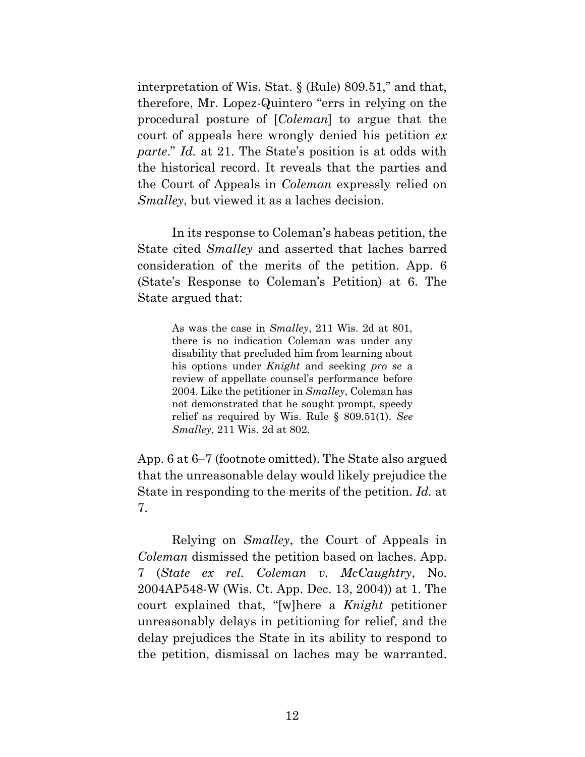interpretation of Wis. Stat. § (Rule) 809.51," and that, therefore, Mr. Lopez-Quintero "errs in relying on the procedural posture of [*Coleman*] to argue that the court of appeals here wrongly denied his petition *ex parte*." *Id.* at 21. The State's position is at odds with the historical record. It reveals that the parties and the Court of Appeals in *Coleman* expressly relied on *Smalley*, but viewed it as a laches decision.

In its response to Coleman's habeas petition, the State cited *Smalley* and asserted that laches barred consideration of the merits of the petition. App. 6 (State's Response to Coleman's Petition) at 6. The State argued that:

> As was the case in *Smalley*, 211 Wis. 2d at 801, there is no indication Coleman was under any disability that precluded him from learning about his options under *Knight* and seeking *pro se* a review of appellate counsel's performance before 2004. Like the petitioner in *Smalley*, Coleman has not demonstrated that he sought prompt, speedy relief as required by Wis. Rule § 809.51(1). *See Smalley*, 211 Wis. 2d at 802.

App. 6 at 6–7 (footnote omitted). The State also argued that the unreasonable delay would likely prejudice the State in responding to the merits of the petition. *Id.* at 7.

Relying on *Smalley*, the Court of Appeals in *Coleman* dismissed the petition based on laches. App. 7 (*State ex rel. Coleman v. McCaughtry*, No. 2004AP548-W (Wis. Ct. App. Dec. 13, 2004)) at 1. The court explained that, "[w]here a *Knight* petitioner unreasonably delays in petitioning for relief, and the delay prejudices the State in its ability to respond to the petition, dismissal on laches may be warranted.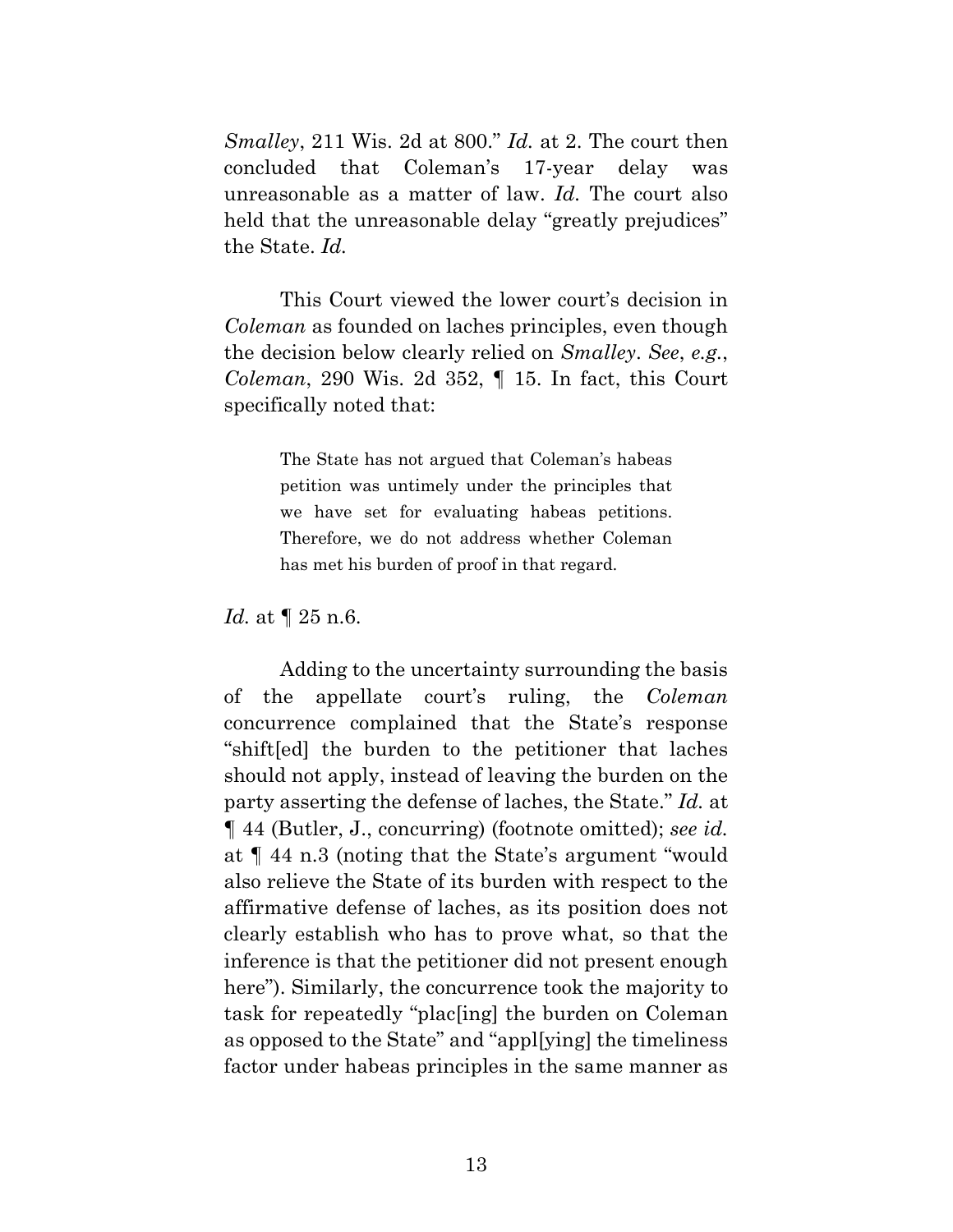*Smalley*, 211 Wis. 2d at 800." *Id.* at 2. The court then concluded that Coleman's 17-year delay was unreasonable as a matter of law. *Id.* The court also held that the unreasonable delay "greatly prejudices" the State. *Id.*

This Court viewed the lower court's decision in *Coleman* as founded on laches principles, even though the decision below clearly relied on *Smalley*. *See*, *e.g.*, *Coleman*, 290 Wis. 2d 352, ¶ 15. In fact, this Court specifically noted that:

> The State has not argued that Coleman's habeas petition was untimely under the principles that we have set for evaluating habeas petitions. Therefore, we do not address whether Coleman has met his burden of proof in that regard.

*Id.* at ¶ 25 n.6.

Adding to the uncertainty surrounding the basis of the appellate court's ruling, the *Coleman* concurrence complained that the State's response "shift[ed] the burden to the petitioner that laches should not apply, instead of leaving the burden on the party asserting the defense of laches, the State." *Id.* at ¶ 44 (Butler, J., concurring) (footnote omitted); *see id.* at ¶ 44 n.3 (noting that the State's argument "would also relieve the State of its burden with respect to the affirmative defense of laches, as its position does not clearly establish who has to prove what, so that the inference is that the petitioner did not present enough here"). Similarly, the concurrence took the majority to task for repeatedly "plac[ing] the burden on Coleman as opposed to the State" and "appl[ying] the timeliness factor under habeas principles in the same manner as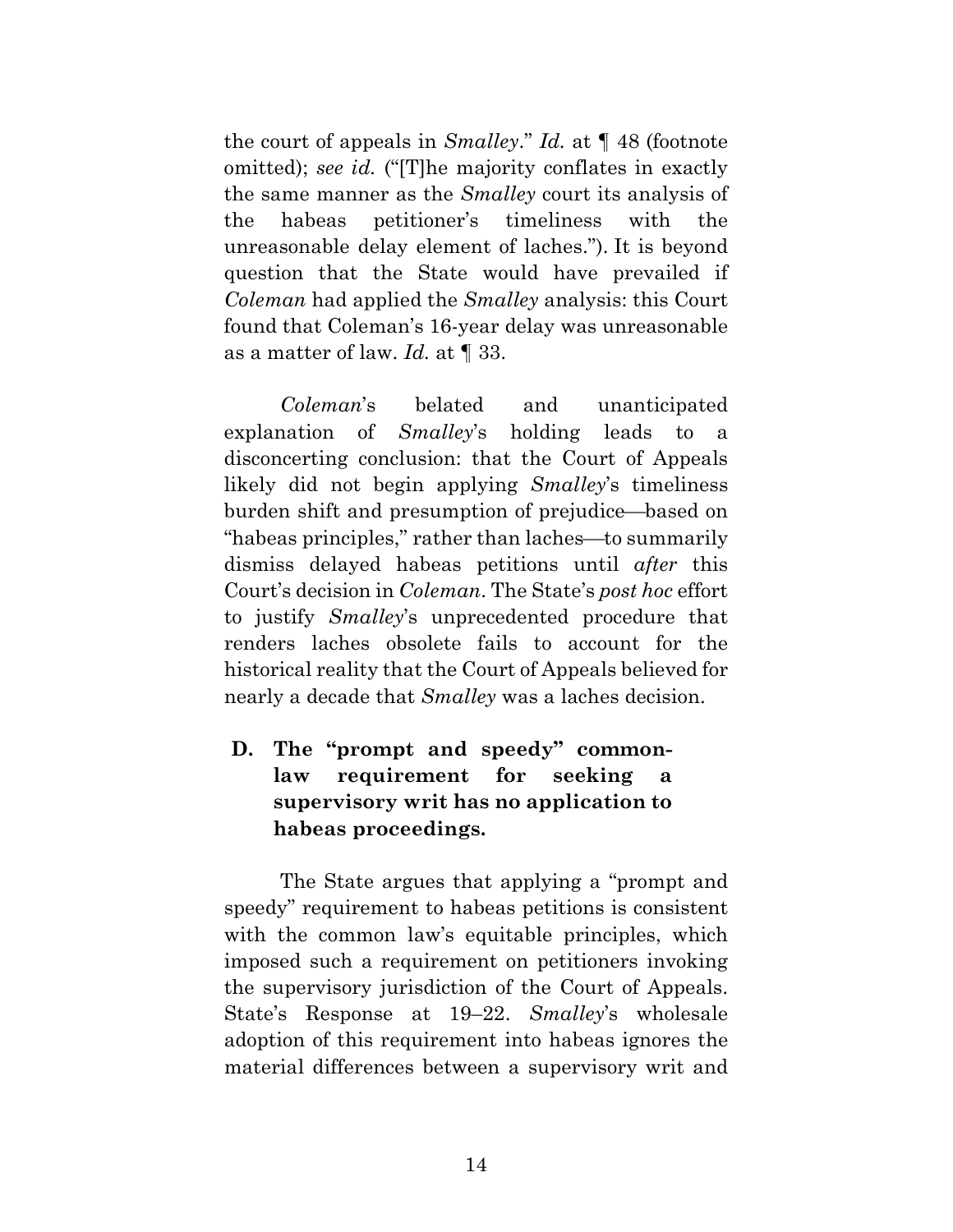the court of appeals in *Smalley*." *Id.* at ¶ 48 (footnote omitted); *see id.* ("[T]he majority conflates in exactly the same manner as the *Smalley* court its analysis of the habeas petitioner's timeliness with the unreasonable delay element of laches."). It is beyond question that the State would have prevailed if *Coleman* had applied the *Smalley* analysis: this Court found that Coleman's 16-year delay was unreasonable as a matter of law. *Id.* at ¶ 33.

*Coleman*'s belated and unanticipated explanation of *Smalley*'s holding leads to a disconcerting conclusion: that the Court of Appeals likely did not begin applying *Smalley*'s timeliness burden shift and presumption of prejudice—based on "habeas principles," rather than laches—to summarily dismiss delayed habeas petitions until *after* this Court's decision in *Coleman*. The State's *post hoc* effort to justify *Smalley*'s unprecedented procedure that renders laches obsolete fails to account for the historical reality that the Court of Appeals believed for nearly a decade that *Smalley* was a laches decision.

### D. The "prompt and speedy" common-law requirement for seeking a supervisory writ has no application to habeas proceedings.

The State argues that applying a "prompt and speedy" requirement to habeas petitions is consistent with the common law's equitable principles, which imposed such a requirement on petitioners invoking the supervisory jurisdiction of the Court of Appeals. State's Response at 19–22. *Smalley*'s wholesale adoption of this requirement into habeas ignores the material differences between a supervisory writ and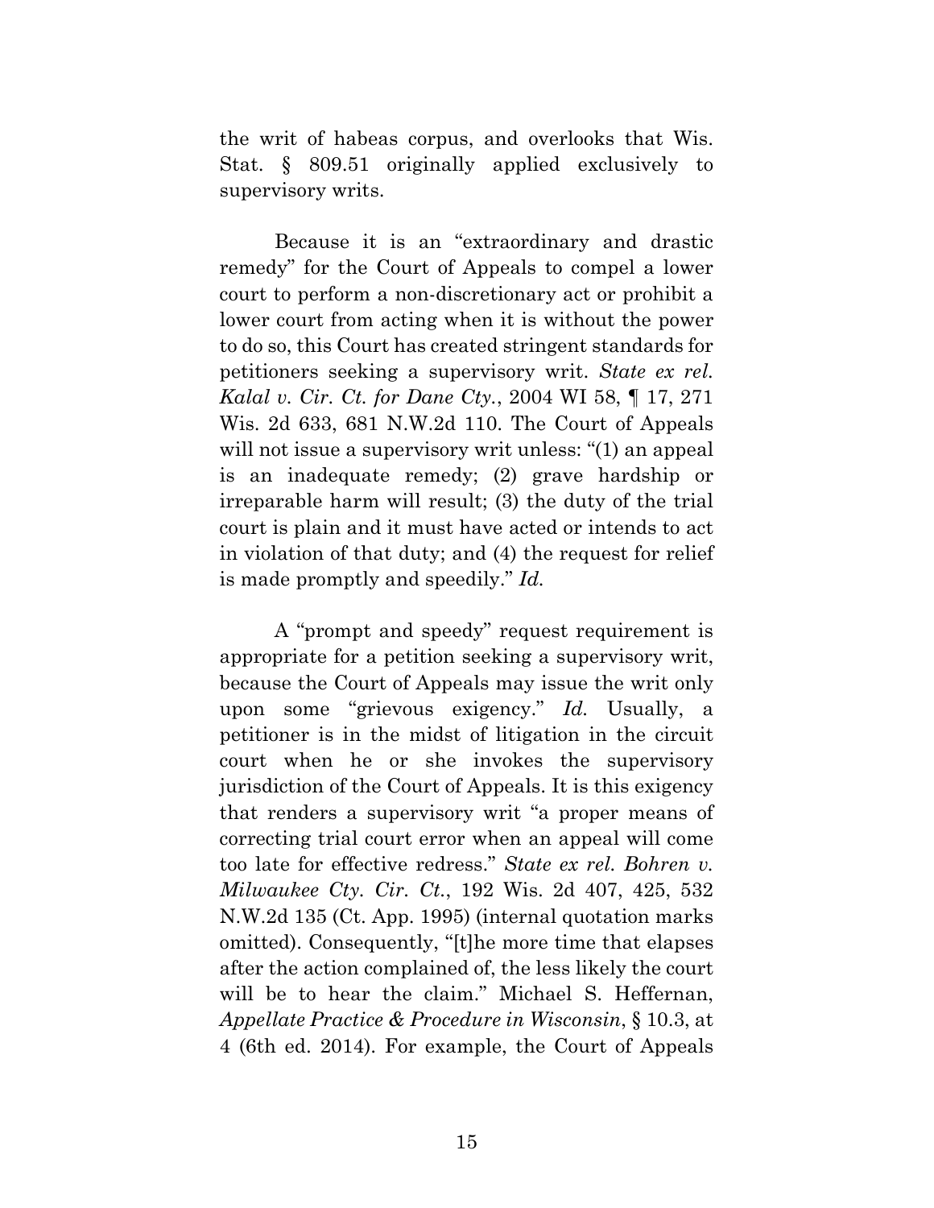the writ of habeas corpus, and overlooks that Wis. Stat. § 809.51 originally applied exclusively to supervisory writs.

Because it is an "extraordinary and drastic remedy" for the Court of Appeals to compel a lower court to perform a non-discretionary act or prohibit a lower court from acting when it is without the power to do so, this Court has created stringent standards for petitioners seeking a supervisory writ. *State ex rel. Kalal v. Cir. Ct. for Dane Cty.*, 2004 WI 58, ¶ 17, 271 Wis. 2d 633, 681 N.W.2d 110. The Court of Appeals will not issue a supervisory writ unless: "(1) an appeal is an inadequate remedy; (2) grave hardship or irreparable harm will result; (3) the duty of the trial court is plain and it must have acted or intends to act in violation of that duty; and (4) the request for relief is made promptly and speedily." *Id.*

A "prompt and speedy" request requirement is appropriate for a petition seeking a supervisory writ, because the Court of Appeals may issue the writ only upon some "grievous exigency." *Id.* Usually, a petitioner is in the midst of litigation in the circuit court when he or she invokes the supervisory jurisdiction of the Court of Appeals. It is this exigency that renders a supervisory writ "a proper means of correcting trial court error when an appeal will come too late for effective redress." *State ex rel. Bohren v. Milwaukee Cty. Cir. Ct.*, 192 Wis. 2d 407, 425, 532 N.W.2d 135 (Ct. App. 1995) (internal quotation marks omitted). Consequently, "[t]he more time that elapses after the action complained of, the less likely the court will be to hear the claim." Michael S. Heffernan, *Appellate Practice & Procedure in Wisconsin*, § 10.3, at 4 (6th ed. 2014). For example, the Court of Appeals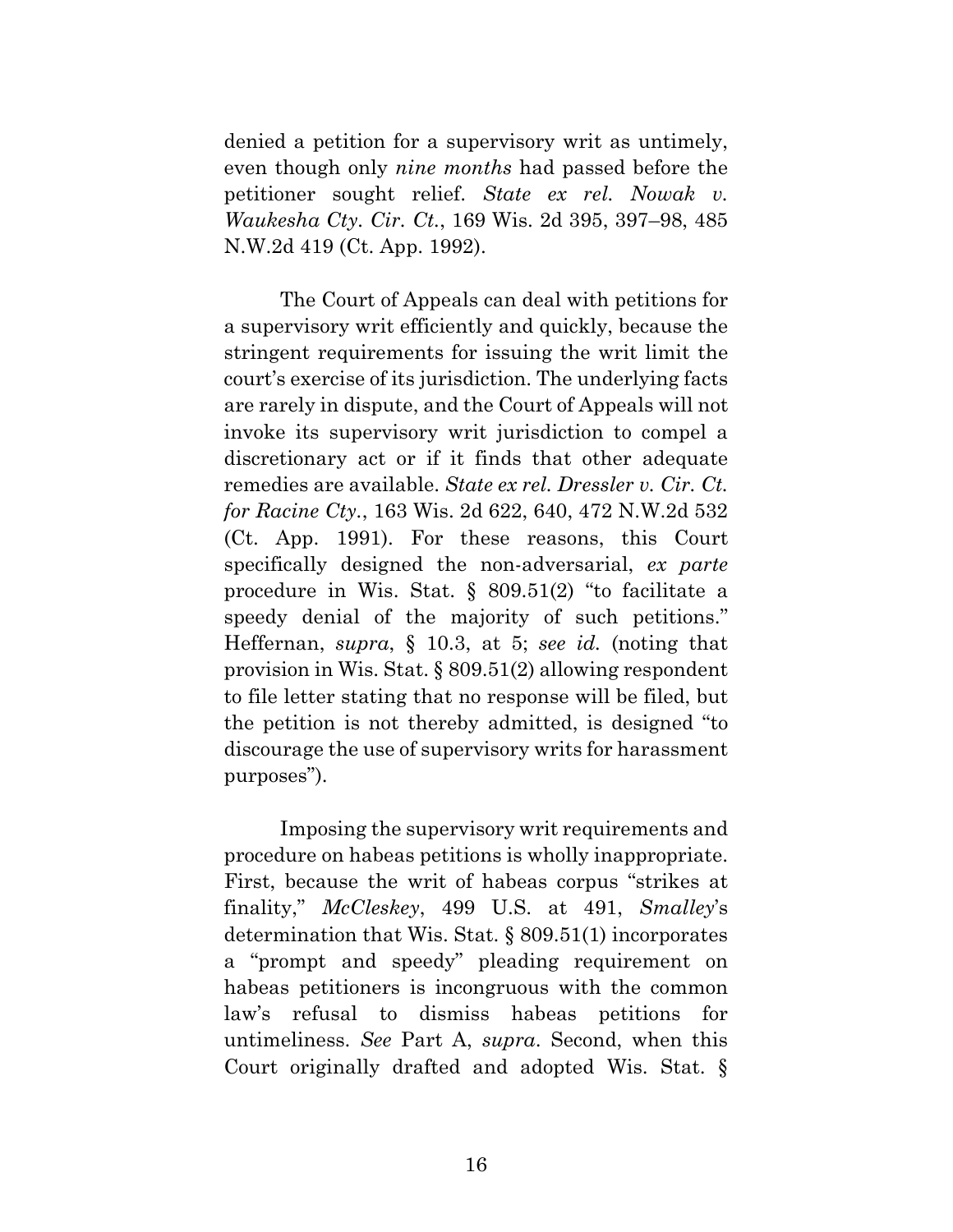denied a petition for a supervisory writ as untimely, even though only *nine months* had passed before the petitioner sought relief. *State ex rel. Nowak v. Waukesha Cty. Cir. Ct.*, 169 Wis. 2d 395, 397–98, 485 N.W.2d 419 (Ct. App. 1992).

The Court of Appeals can deal with petitions for a supervisory writ efficiently and quickly, because the stringent requirements for issuing the writ limit the court's exercise of its jurisdiction. The underlying facts are rarely in dispute, and the Court of Appeals will not invoke its supervisory writ jurisdiction to compel a discretionary act or if it finds that other adequate remedies are available. *State ex rel. Dressler v. Cir. Ct. for Racine Cty.*, 163 Wis. 2d 622, 640, 472 N.W.2d 532 (Ct. App. 1991). For these reasons, this Court specifically designed the non-adversarial, *ex parte* procedure in Wis. Stat. § 809.51(2) "to facilitate a speedy denial of the majority of such petitions." Heffernan, *supra*, § 10.3, at 5; *see id.* (noting that provision in Wis. Stat. § 809.51(2) allowing respondent to file letter stating that no response will be filed, but the petition is not thereby admitted, is designed "to discourage the use of supervisory writs for harassment purposes").

Imposing the supervisory writ requirements and procedure on habeas petitions is wholly inappropriate. First, because the writ of habeas corpus "strikes at finality," *McCleskey*, 499 U.S. at 491, *Smalley*'s determination that Wis. Stat. § 809.51(1) incorporates a "prompt and speedy" pleading requirement on habeas petitioners is incongruous with the common law's refusal to dismiss habeas petitions for untimeliness. *See* Part A, *supra*. Second, when this Court originally drafted and adopted Wis. Stat. §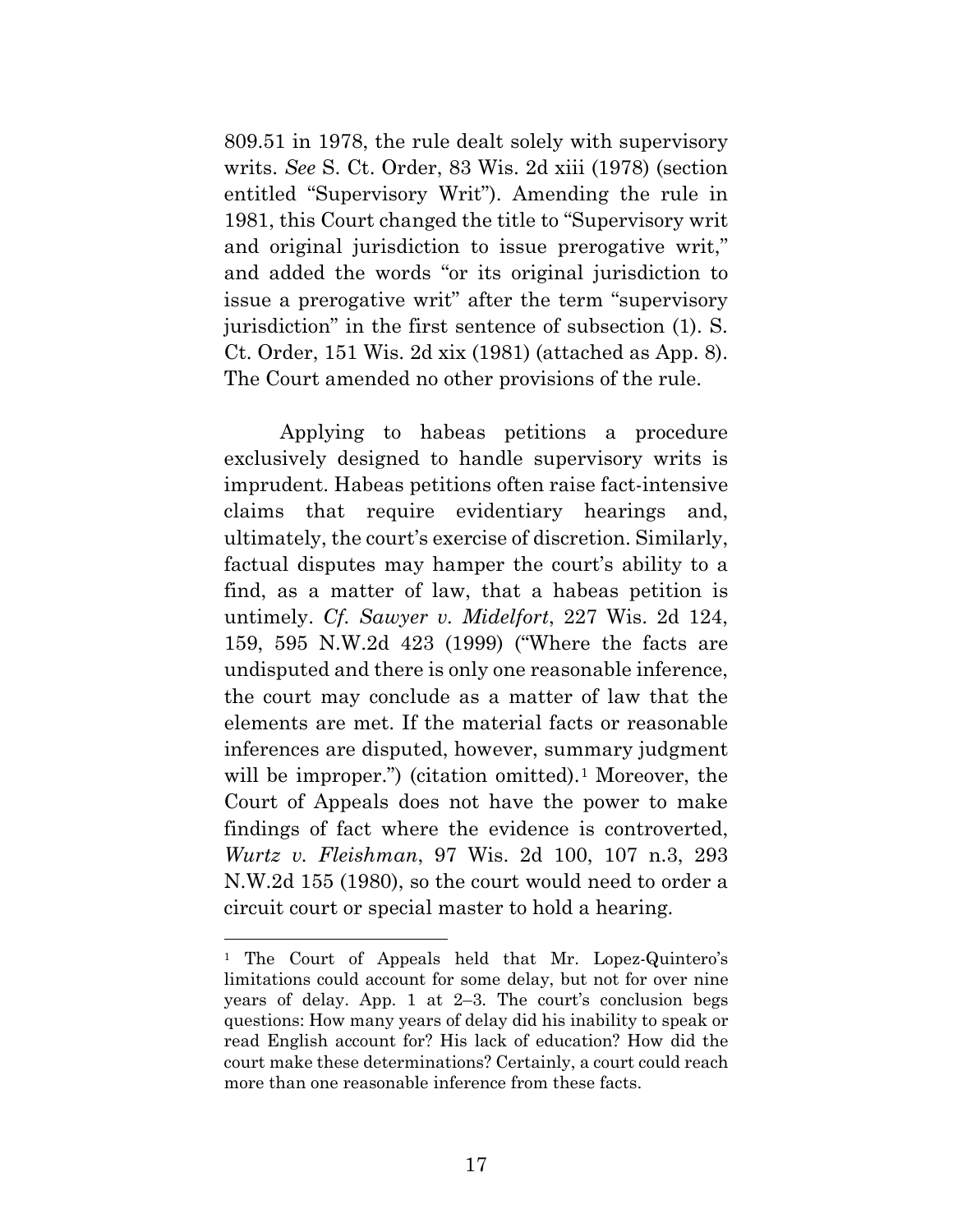809.51 in 1978, the rule dealt solely with supervisory writs. *See* S. Ct. Order, 83 Wis. 2d xiii (1978) (section entitled "Supervisory Writ"). Amending the rule in 1981, this Court changed the title to "Supervisory writ and original jurisdiction to issue prerogative writ," and added the words "or its original jurisdiction to issue a prerogative writ" after the term "supervisory jurisdiction" in the first sentence of subsection (1). S. Ct. Order, 151 Wis. 2d xix (1981) (attached as App. 8). The Court amended no other provisions of the rule.

Applying to habeas petitions a procedure exclusively designed to handle supervisory writs is imprudent. Habeas petitions often raise fact-intensive claims that require evidentiary hearings and, ultimately, the court's exercise of discretion. Similarly, factual disputes may hamper the court's ability to a find, as a matter of law, that a habeas petition is untimely. *Cf. Sawyer v. Midelfort*, 227 Wis. 2d 124, 159, 595 N.W.2d 423 (1999) ("Where the facts are undisputed and there is only one reasonable inference, the court may conclude as a matter of law that the elements are met. If the material facts or reasonable inferences are disputed, however, summary judgment will be improper.") (citation omitted).[1] Moreover, the Court of Appeals does not have the power to make findings of fact where the evidence is controverted, *Wurtz v. Fleishman*, 97 Wis. 2d 100, 107 n.3, 293 N.W.2d 155 (1980), so the court would need to order a circuit court or special master to hold a hearing.

---

[1] The Court of Appeals held that Mr. Lopez-Quintero's limitations could account for some delay, but not for over nine years of delay. App. 1 at 2–3. The court's conclusion begs questions: How many years of delay did his inability to speak or read English account for? His lack of education? How did the court make these determinations? Certainly, a court could reach more than one reasonable inference from these facts.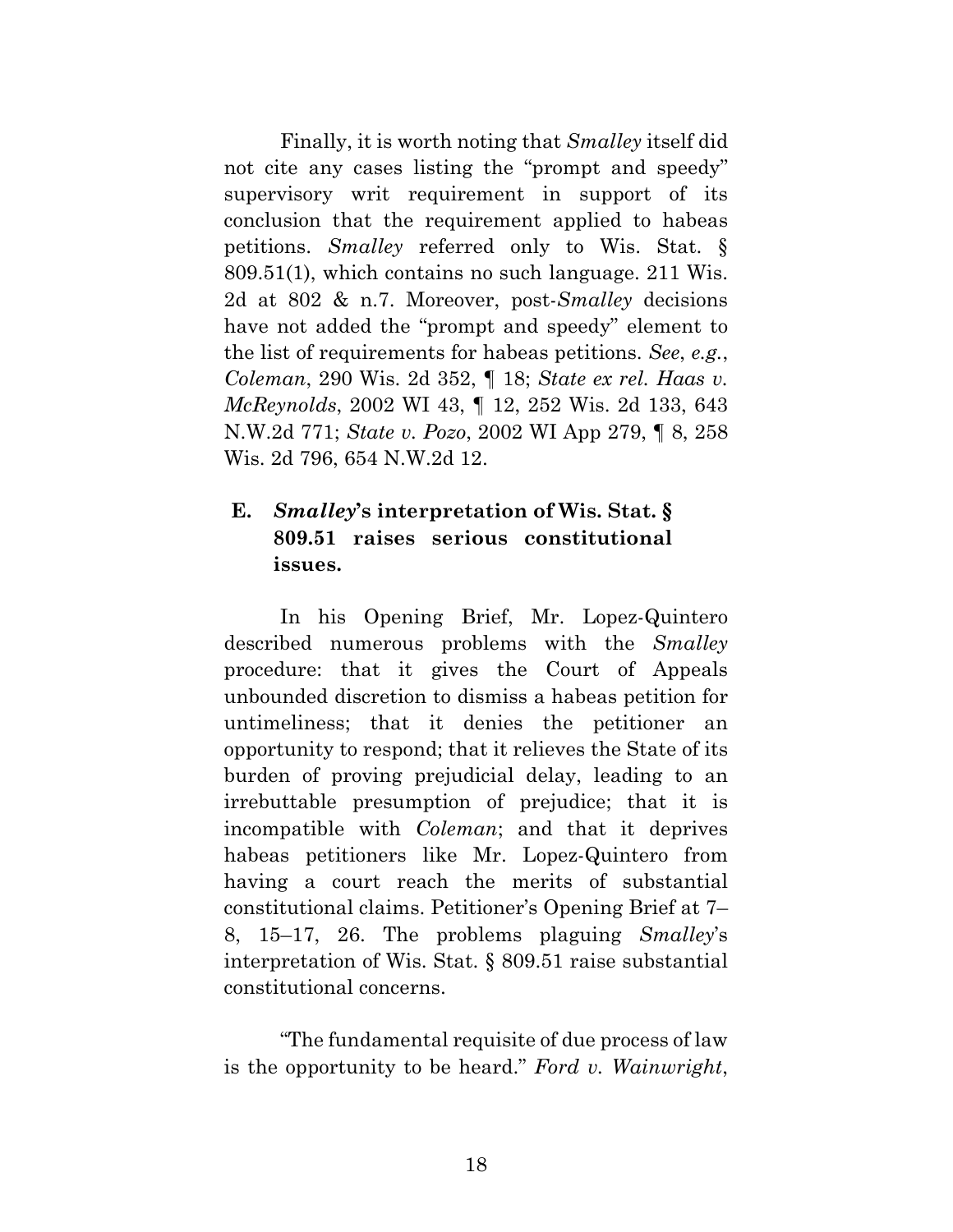Finally, it is worth noting that *Smalley* itself did not cite any cases listing the "prompt and speedy" supervisory writ requirement in support of its conclusion that the requirement applied to habeas petitions. *Smalley* referred only to Wis. Stat. § 809.51(1), which contains no such language. 211 Wis. 2d at 802 & n.7. Moreover, post-*Smalley* decisions have not added the "prompt and speedy" element to the list of requirements for habeas petitions. *See*, *e.g.*, *Coleman*, 290 Wis. 2d 352, ¶ 18; *State ex rel. Haas v. McReynolds*, 2002 WI 43, ¶ 12, 252 Wis. 2d 133, 643 N.W.2d 771; *State v. Pozo*, 2002 WI App 279, ¶ 8, 258 Wis. 2d 796, 654 N.W.2d 12.

### E. *Smalley*'s interpretation of Wis. Stat. § 809.51 raises serious constitutional issues.

In his Opening Brief, Mr. Lopez-Quintero described numerous problems with the *Smalley* procedure: that it gives the Court of Appeals unbounded discretion to dismiss a habeas petition for untimeliness; that it denies the petitioner an opportunity to respond; that it relieves the State of its burden of proving prejudicial delay, leading to an irrebuttable presumption of prejudice; that it is incompatible with *Coleman*; and that it deprives habeas petitioners like Mr. Lopez-Quintero from having a court reach the merits of substantial constitutional claims. Petitioner's Opening Brief at 7–8, 15–17, 26. The problems plaguing *Smalley*'s interpretation of Wis. Stat. § 809.51 raise substantial constitutional concerns.

"The fundamental requisite of due process of law is the opportunity to be heard." *Ford v. Wainwright*,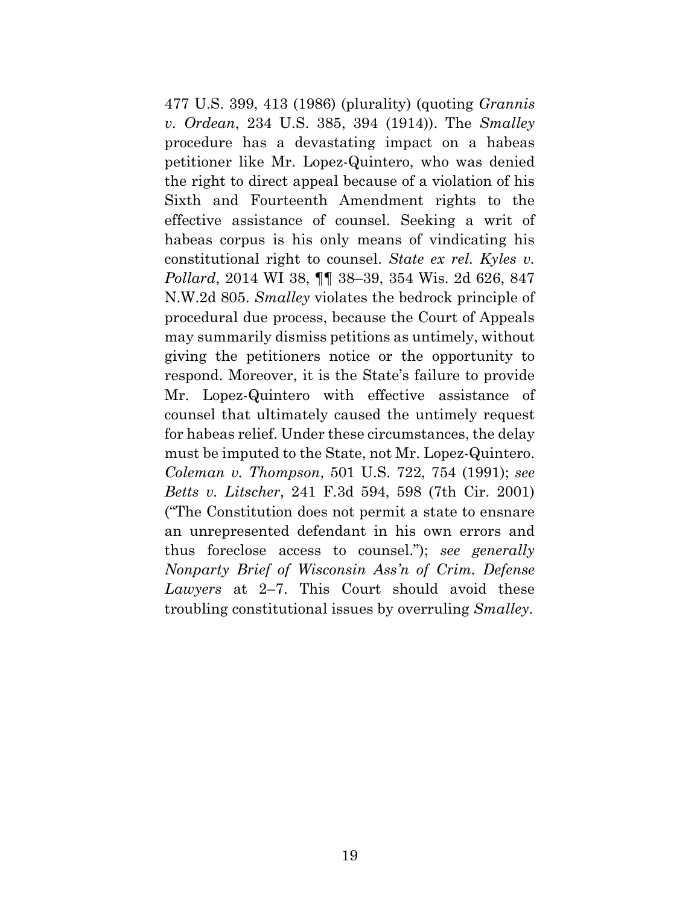477 U.S. 399, 413 (1986) (plurality) (quoting *Grannis v. Ordean*, 234 U.S. 385, 394 (1914)). The *Smalley* procedure has a devastating impact on a habeas petitioner like Mr. Lopez-Quintero, who was denied the right to direct appeal because of a violation of his Sixth and Fourteenth Amendment rights to the effective assistance of counsel. Seeking a writ of habeas corpus is his only means of vindicating his constitutional right to counsel. *State ex rel. Kyles v. Pollard*, 2014 WI 38, ¶¶ 38–39, 354 Wis. 2d 626, 847 N.W.2d 805. *Smalley* violates the bedrock principle of procedural due process, because the Court of Appeals may summarily dismiss petitions as untimely, without giving the petitioners notice or the opportunity to respond. Moreover, it is the State's failure to provide Mr. Lopez-Quintero with effective assistance of counsel that ultimately caused the untimely request for habeas relief. Under these circumstances, the delay must be imputed to the State, not Mr. Lopez-Quintero. *Coleman v. Thompson*, 501 U.S. 722, 754 (1991); *see Betts v. Litscher*, 241 F.3d 594, 598 (7th Cir. 2001) ("The Constitution does not permit a state to ensnare an unrepresented defendant in his own errors and thus foreclose access to counsel."); *see generally Nonparty Brief of Wisconsin Ass'n of Crim. Defense Lawyers* at 2–7. This Court should avoid these troubling constitutional issues by overruling *Smalley*.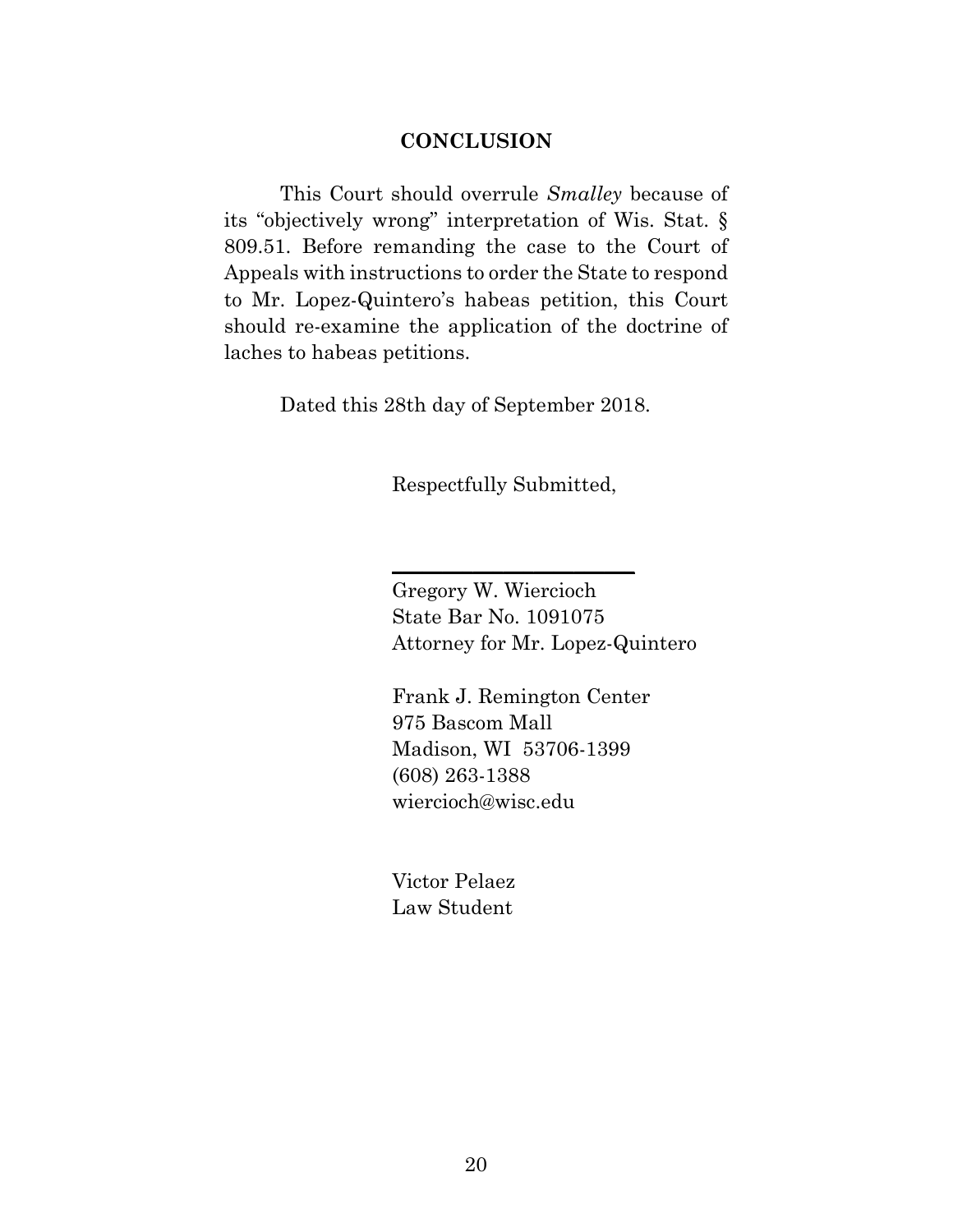## CONCLUSION

This Court should overrule *Smalley* because of its "objectively wrong" interpretation of Wis. Stat. § 809.51. Before remanding the case to the Court of Appeals with instructions to order the State to respond to Mr. Lopez-Quintero's habeas petition, this Court should re-examine the application of the doctrine of laches to habeas petitions.

Dated this 28th day of September 2018.

Respectfully Submitted,

\_\_\_\_\_\_\_\_\_\_\_\_\_\_\_\_\_\_\_\_\_\_\_\_

Gregory W. Wiercioch
State Bar No. 1091075
Attorney for Mr. Lopez-Quintero

Frank J. Remington Center
975 Bascom Mall
Madison, WI 53706-1399
(608) 263-1388
wiercioch@wisc.edu

Victor Pelaez
Law Student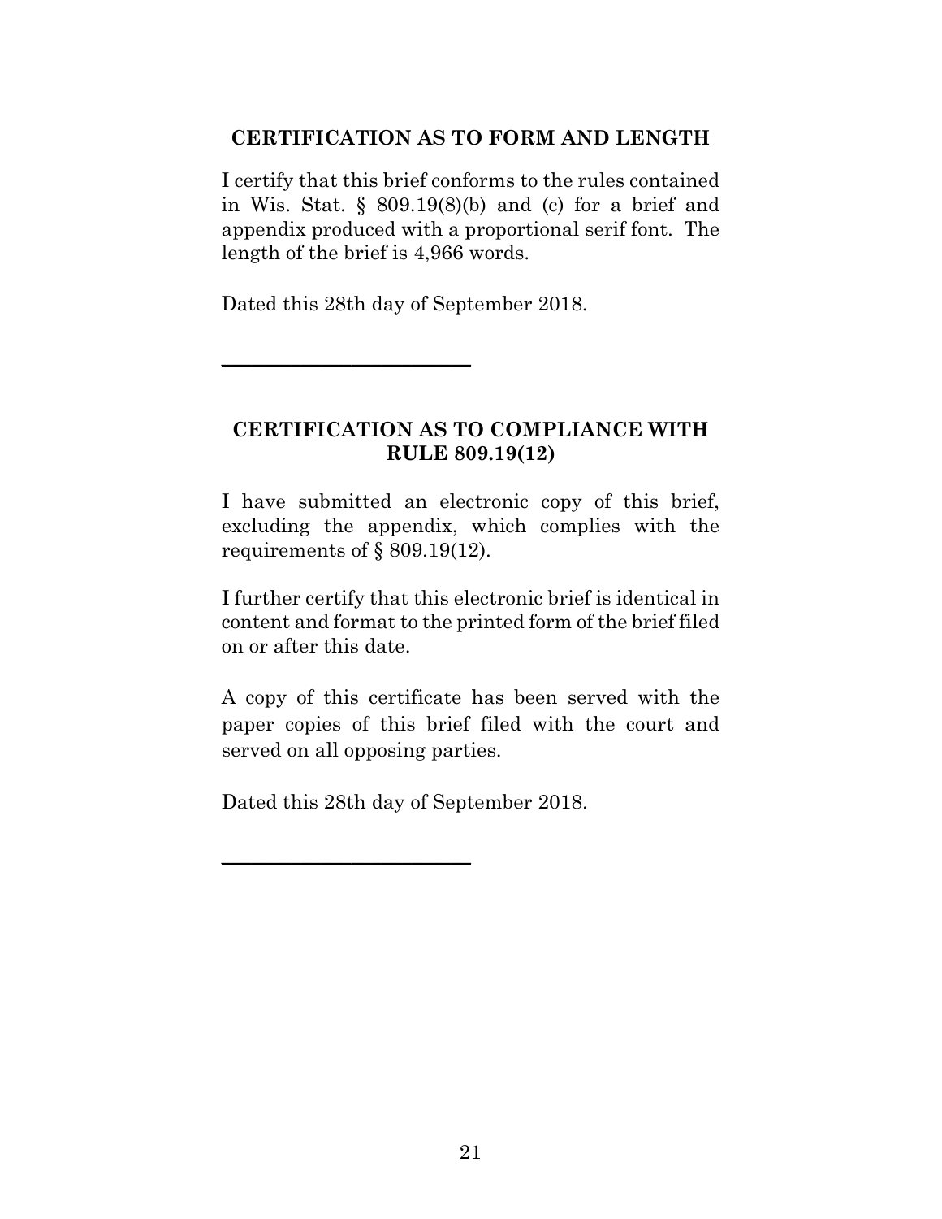## CERTIFICATION AS TO FORM AND LENGTH

I certify that this brief conforms to the rules contained in Wis. Stat. § 809.19(8)(b) and (c) for a brief and appendix produced with a proportional serif font. The length of the brief is 4,966 words.

Dated this 28th day of September 2018.

\_\_\_\_\_\_\_\_\_\_\_\_\_\_\_\_\_\_\_\_\_\_\_\_\_\_

## CERTIFICATION AS TO COMPLIANCE WITH RULE 809.19(12)

I have submitted an electronic copy of this brief, excluding the appendix, which complies with the requirements of § 809.19(12).

I further certify that this electronic brief is identical in content and format to the printed form of the brief filed on or after this date.

A copy of this certificate has been served with the paper copies of this brief filed with the court and served on all opposing parties.

Dated this 28th day of September 2018.

\_\_\_\_\_\_\_\_\_\_\_\_\_\_\_\_\_\_\_\_\_\_\_\_\_\_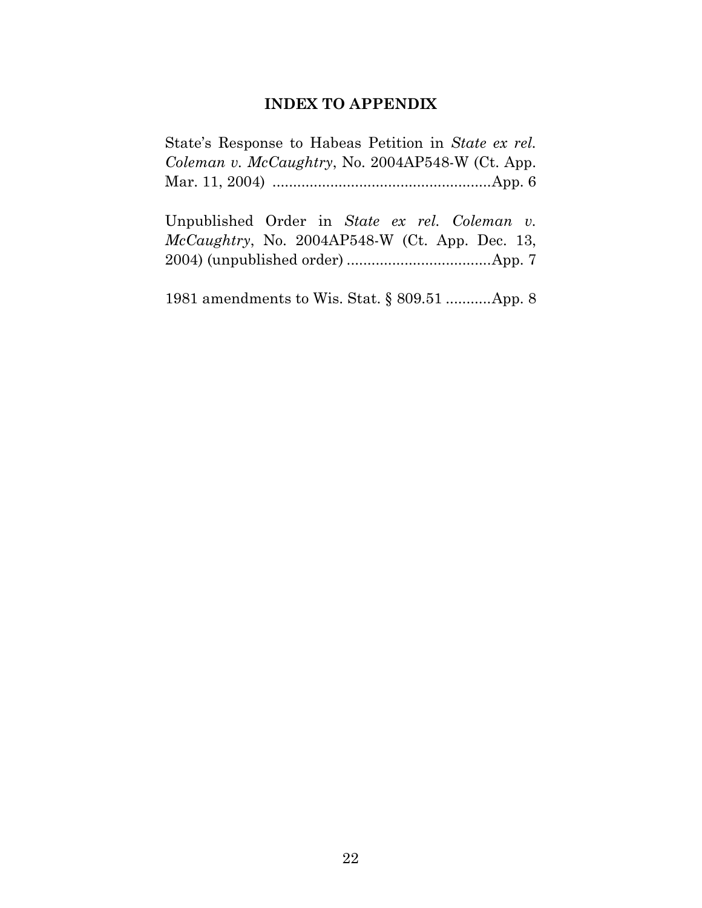## INDEX TO APPENDIX

State's Response to Habeas Petition in *State ex rel. Coleman v. McCaughtry*, No. 2004AP548-W (Ct. App. Mar. 11, 2004) ......................................................App. 6

Unpublished Order in *State ex rel. Coleman v. McCaughtry*, No. 2004AP548-W (Ct. App. Dec. 13, 2004) (unpublished order) ...................................App. 7

1981 amendments to Wis. Stat. § 809.51 ...........App. 8